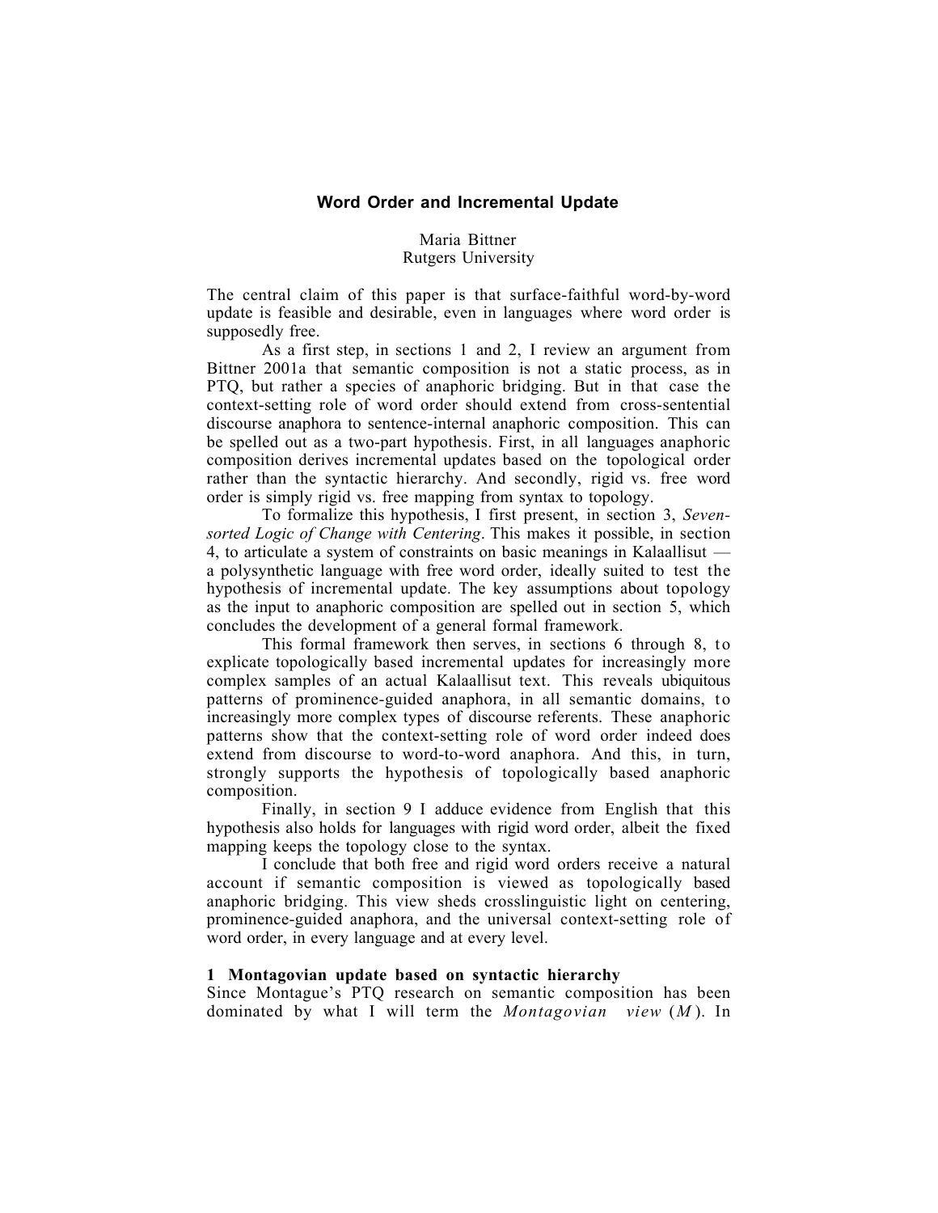# Word Order and Incremental Update

Maria Bittner
Rutgers University

The central claim of this paper is that surface-faithful word-by-word update is feasible and desirable, even in languages where word order is supposedly free.

As a first step, in sections 1 and 2, I review an argument from Bittner 2001a that semantic composition is not a static process, as in PTQ, but rather a species of anaphoric bridging. But in that case the context-setting role of word order should extend from cross-sentential discourse anaphora to sentence-internal anaphoric composition. This can be spelled out as a two-part hypothesis. First, in all languages anaphoric composition derives incremental updates based on the topological order rather than the syntactic hierarchy. And secondly, rigid vs. free word order is simply rigid vs. free mapping from syntax to topology.

To formalize this hypothesis, I first present, in section 3, *Seven-sorted Logic of Change with Centering*. This makes it possible, in section 4, to articulate a system of constraints on basic meanings in Kalaallisut — a polysynthetic language with free word order, ideally suited to test the hypothesis of incremental update. The key assumptions about topology as the input to anaphoric composition are spelled out in section 5, which concludes the development of a general formal framework.

This formal framework then serves, in sections 6 through 8, to explicate topologically based incremental updates for increasingly more complex samples of an actual Kalaallisut text. This reveals ubiquitous patterns of prominence-guided anaphora, in all semantic domains, to increasingly more complex types of discourse referents. These anaphoric patterns show that the context-setting role of word order indeed does extend from discourse to word-to-word anaphora. And this, in turn, strongly supports the hypothesis of topologically based anaphoric composition.

Finally, in section 9 I adduce evidence from English that this hypothesis also holds for languages with rigid word order, albeit the fixed mapping keeps the topology close to the syntax.

I conclude that both free and rigid word orders receive a natural account if semantic composition is viewed as topologically based anaphoric bridging. This view sheds crosslinguistic light on centering, prominence-guided anaphora, and the universal context-setting role of word order, in every language and at every level.

## 1 Montagovian update based on syntactic hierarchy

Since Montague's PTQ research on semantic composition has been dominated by what I will term the *Montagovian view* (*M*). In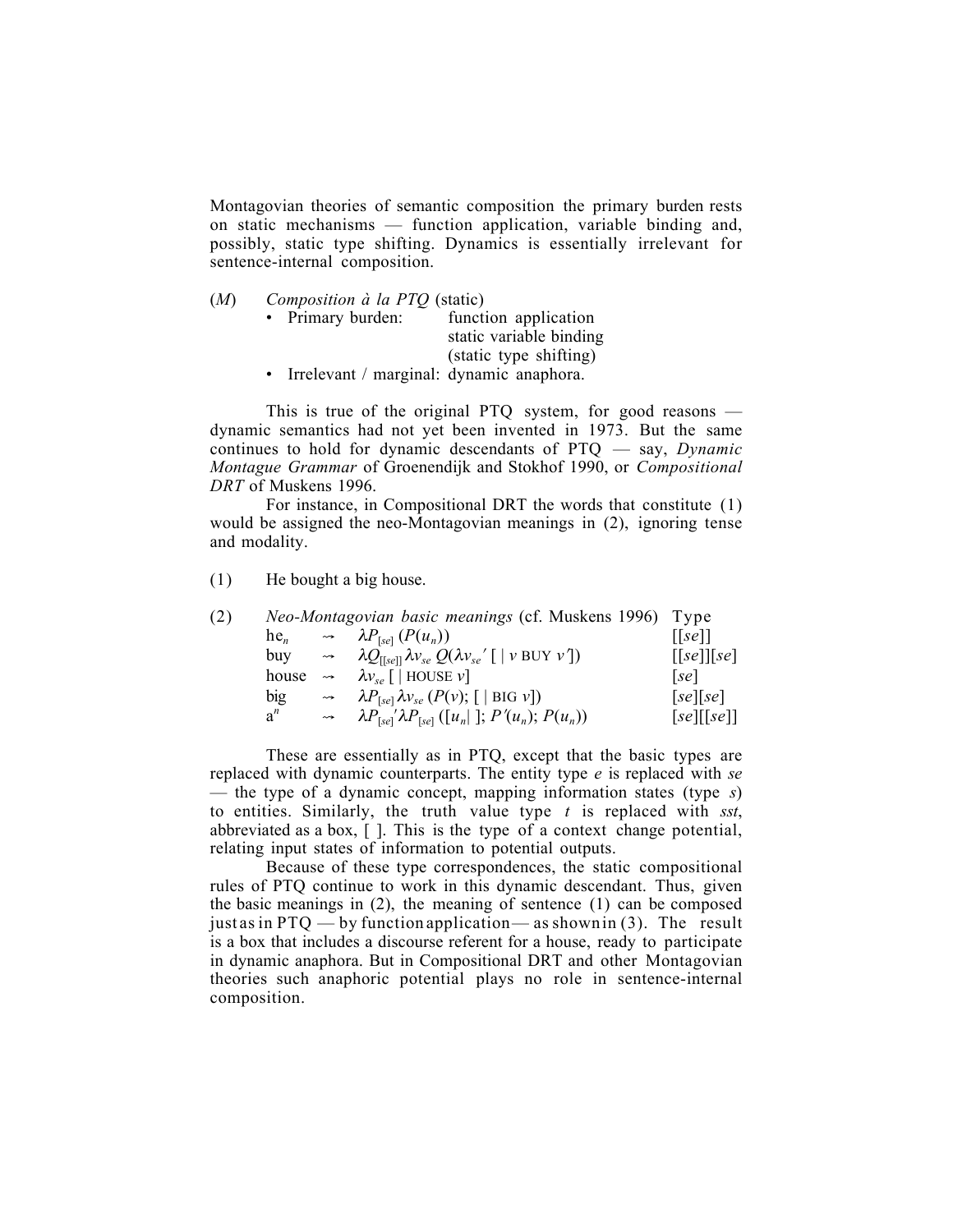Montagovian theories of semantic composition the primary burden rests on static mechanisms — function application, variable binding and, possibly, static type shifting. Dynamics is essentially irrelevant for sentence-internal composition.

(*M*) *Composition à la PTQ* (static)

- Primary burden: function application
  static variable binding
  (static type shifting)
- Irrelevant / marginal: dynamic anaphora.

This is true of the original PTQ system, for good reasons — dynamic semantics had not yet been invented in 1973. But the same continues to hold for dynamic descendants of PTQ — say, *Dynamic Montague Grammar* of Groenendijk and Stokhof 1990, or *Compositional DRT* of Muskens 1996.

For instance, in Compositional DRT the words that constitute (1) would be assigned the neo-Montagovian meanings in (2), ignoring tense and modality.

(1) He bought a big house.

(2) *Neo-Montagovian basic meanings* (cf. Muskens 1996)

| | | | Type |
|---|---|---|---|
| $\text{he}_n$ | $\rightsquigarrow$ | $\lambda P_{[se]}\,(P(u_n))$ | $[[se]]$ |
| buy | $\rightsquigarrow$ | $\lambda Q_{[[se]]}\,\lambda v_{se}\,Q(\lambda v_{se}'\,[\,\mid v \text{ BUY } v'])$ | $[[se]][se]$ |
| house | $\rightsquigarrow$ | $\lambda v_{se}\,[\,\mid \text{HOUSE } v]$ | $[se]$ |
| big | $\rightsquigarrow$ | $\lambda P_{[se]}\,\lambda v_{se}\,(P(v);\,[\,\mid \text{BIG } v])$ | $[se][se]$ |
| $\text{a}^n$ | $\rightsquigarrow$ | $\lambda P_{[se]}'\,\lambda P_{[se]}\,([u_n \mid\,];\,P'(u_n);\,P(u_n))$ | $[se][[se]]$ |

These are essentially as in PTQ, except that the basic types are replaced with dynamic counterparts. The entity type *e* is replaced with *se* — the type of a dynamic concept, mapping information states (type *s*) to entities. Similarly, the truth value type *t* is replaced with *sst*, abbreviated as a box, [ ]. This is the type of a context change potential, relating input states of information to potential outputs.

Because of these type correspondences, the static compositional rules of PTQ continue to work in this dynamic descendant. Thus, given the basic meanings in (2), the meaning of sentence (1) can be composed just as in PTQ — by function application — as shown in (3). The result is a box that includes a discourse referent for a house, ready to participate in dynamic anaphora. But in Compositional DRT and other Montagovian theories such anaphoric potential plays no role in sentence-internal composition.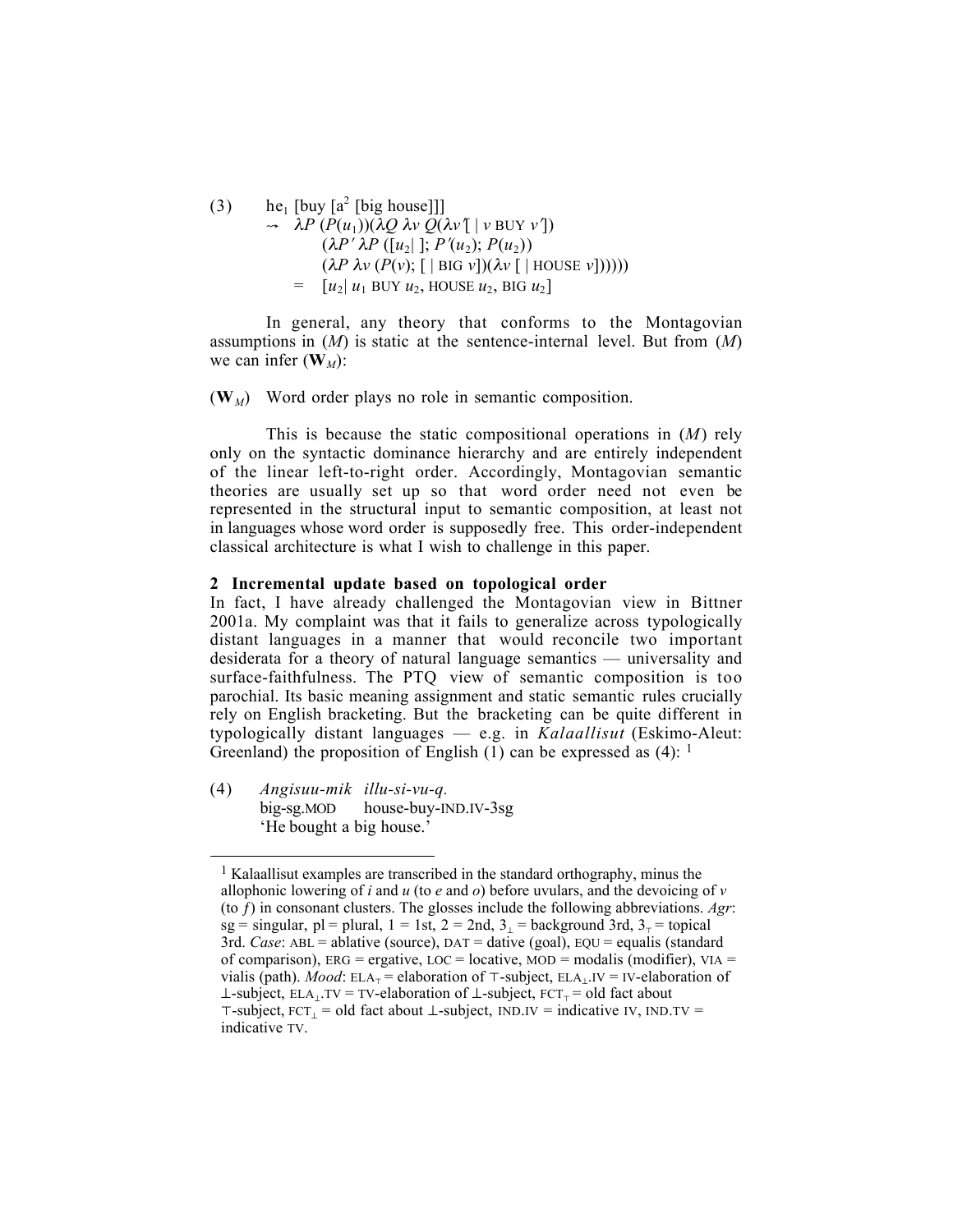(3) he$_1$ [buy [a$^2$ [big house]]]

$\rightsquigarrow$ $\lambda P\ (P(u_1))(\lambda Q\ \lambda v\ Q(\lambda v'[\ |\ v\ \text{BUY}\ v'])$
$(\lambda P'\ \lambda P\ ([u_2|\ ];\ P'(u_2);\ P(u_2))$
$(\lambda P\ \lambda v\ (P(v);\ [\ |\ \text{BIG}\ v])(\lambda v\ [\ |\ \text{HOUSE}\ v])))))$
$=\ [u_2|\ u_1\ \text{BUY}\ u_2,\ \text{HOUSE}\ u_2,\ \text{BIG}\ u_2]$

In general, any theory that conforms to the Montagovian assumptions in (*M*) is static at the sentence-internal level. But from (*M*) we can infer ($\mathbf{W}_M$):

($\mathbf{W}_M$) Word order plays no role in semantic composition.

This is because the static compositional operations in (*M*) rely only on the syntactic dominance hierarchy and are entirely independent of the linear left-to-right order. Accordingly, Montagovian semantic theories are usually set up so that word order need not even be represented in the structural input to semantic composition, at least not in languages whose word order is supposedly free. This order-independent classical architecture is what I wish to challenge in this paper.

## 2 Incremental update based on topological order

In fact, I have already challenged the Montagovian view in Bittner 2001a. My complaint was that it fails to generalize across typologically distant languages in a manner that would reconcile two important desiderata for a theory of natural language semantics — universality and surface-faithfulness. The PTQ view of semantic composition is too parochial. Its basic meaning assignment and static semantic rules crucially rely on English bracketing. But the bracketing can be quite different in typologically distant languages — e.g. in *Kalaallisut* (Eskimo-Aleut: Greenland) the proposition of English (1) can be expressed as (4): [1]

(4) *Angisuu-mik illu-si-vu-q.*
big-sg.MOD house-buy-IND.IV-3sg
'He bought a big house.'

[1] Kalaallisut examples are transcribed in the standard orthography, minus the allophonic lowering of *i* and *u* (to *e* and *o*) before uvulars, and the devoicing of *v* (to *f*) in consonant clusters. The glosses include the following abbreviations. *Agr*: sg = singular, pl = plural, 1 = 1st, 2 = 2nd, $3_\perp$ = background 3rd, $3_\top$ = topical 3rd. *Case*: ABL = ablative (source), DAT = dative (goal), EQU = equalis (standard of comparison), ERG = ergative, LOC = locative, MOD = modalis (modifier), VIA = vialis (path). *Mood*: $\text{ELA}_\top$ = elaboration of $\top$-subject, $\text{ELA}_\perp$.IV = IV-elaboration of $\perp$-subject, $\text{ELA}_\perp$.TV = TV-elaboration of $\perp$-subject, $\text{FCT}_\top$ = old fact about $\top$-subject, $\text{FCT}_\perp$ = old fact about $\perp$-subject, IND.IV = indicative IV, IND.TV = indicative TV.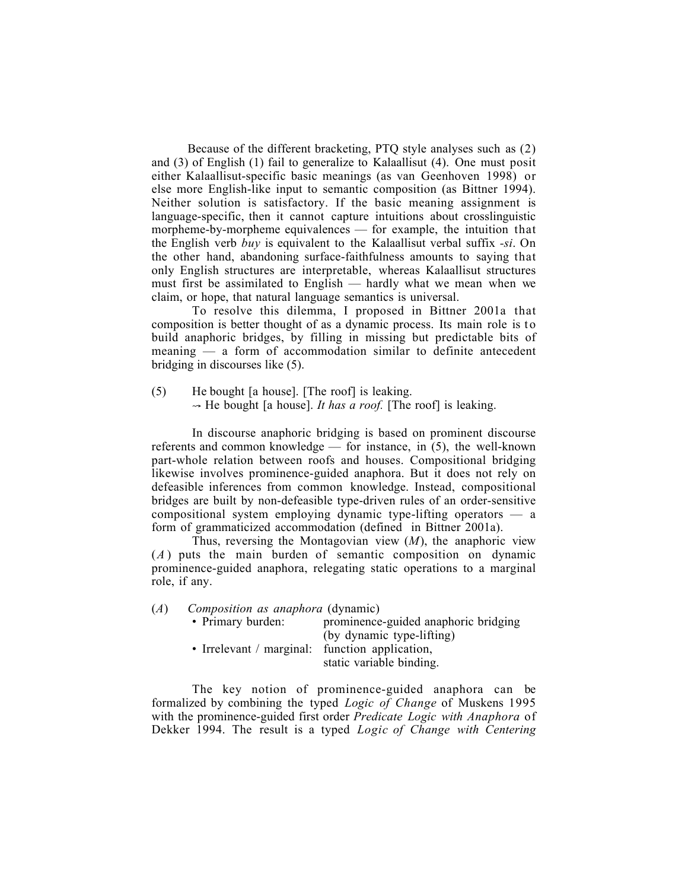Because of the different bracketing, PTQ style analyses such as (2) and (3) of English (1) fail to generalize to Kalaallisut (4). One must posit either Kalaallisut-specific basic meanings (as van Geenhoven 1998) or else more English-like input to semantic composition (as Bittner 1994). Neither solution is satisfactory. If the basic meaning assignment is language-specific, then it cannot capture intuitions about crosslinguistic morpheme-by-morpheme equivalences — for example, the intuition that the English verb *buy* is equivalent to the Kalaallisut verbal suffix *-si*. On the other hand, abandoning surface-faithfulness amounts to saying that only English structures are interpretable, whereas Kalaallisut structures must first be assimilated to English — hardly what we mean when we claim, or hope, that natural language semantics is universal.

To resolve this dilemma, I proposed in Bittner 2001a that composition is better thought of as a dynamic process. Its main role is to build anaphoric bridges, by filling in missing but predictable bits of meaning — a form of accommodation similar to definite antecedent bridging in discourses like (5).

(5) He bought [a house]. [The roof] is leaking.
 ⇝ He bought [a house]. *It has a roof.* [The roof] is leaking.

In discourse anaphoric bridging is based on prominent discourse referents and common knowledge — for instance, in (5), the well-known part-whole relation between roofs and houses. Compositional bridging likewise involves prominence-guided anaphora. But it does not rely on defeasible inferences from common knowledge. Instead, compositional bridges are built by non-defeasible type-driven rules of an order-sensitive compositional system employing dynamic type-lifting operators — a form of grammaticized accommodation (defined in Bittner 2001a).

Thus, reversing the Montagovian view ($M$), the anaphoric view ($A$) puts the main burden of semantic composition on dynamic prominence-guided anaphora, relegating static operations to a marginal role, if any.

($A$) *Composition as anaphora* (dynamic)
- Primary burden: prominence-guided anaphoric bridging (by dynamic type-lifting)
- Irrelevant / marginal: function application, static variable binding.

The key notion of prominence-guided anaphora can be formalized by combining the typed *Logic of Change* of Muskens 1995 with the prominence-guided first order *Predicate Logic with Anaphora* of Dekker 1994. The result is a typed *Logic of Change with Centering*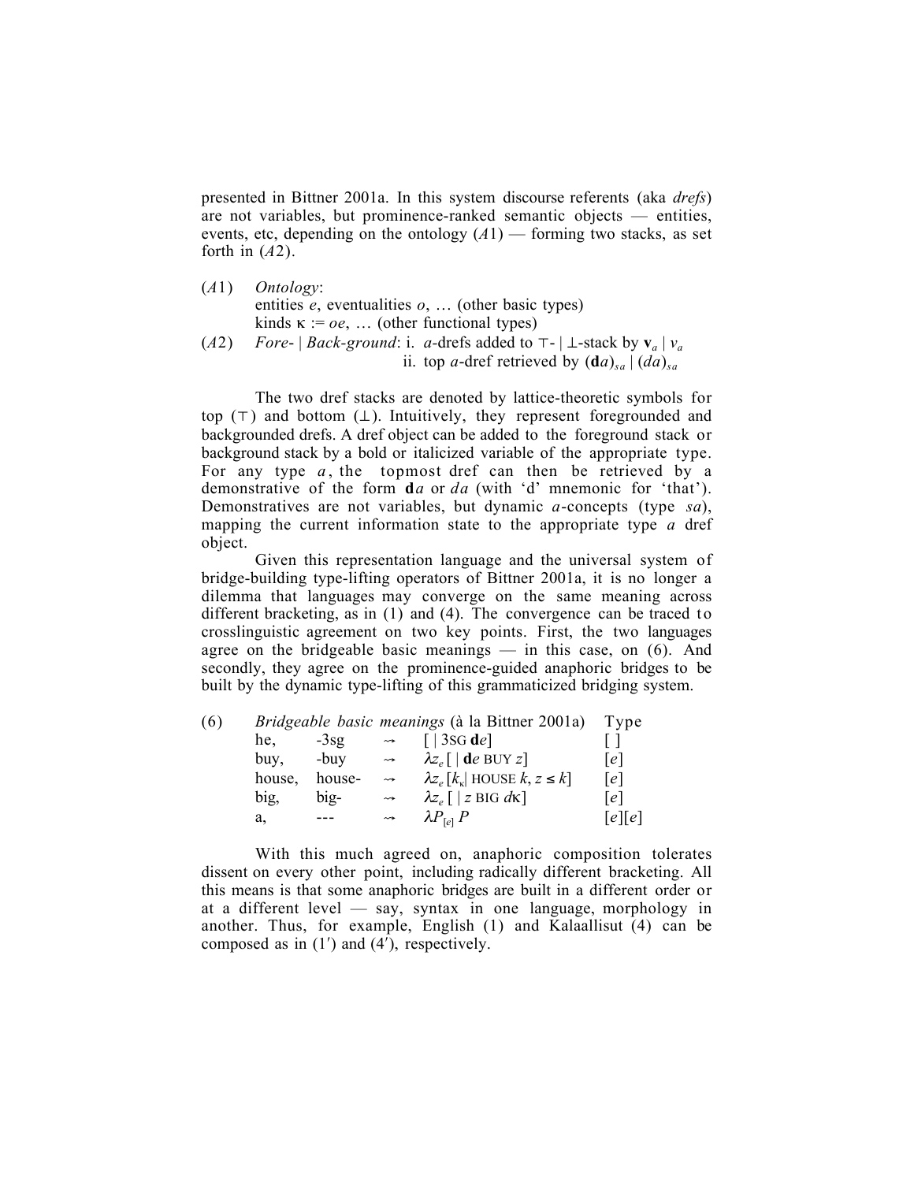presented in Bittner 2001a. In this system discourse referents (aka *drefs*) are not variables, but prominence-ranked semantic objects — entities, events, etc, depending on the ontology ($A1$) — forming two stacks, as set forth in ($A2$).

($A1$) *Ontology*:
entities $e$, eventualities $o$, … (other basic types)
kinds $\kappa := oe$, … (other functional types)

($A2$) *Fore- | Back-ground*: i. $a$-drefs added to $\top$- | $\bot$-stack by $\mathbf{v}_a$ | $v_a$
ii. top $a$-dref retrieved by $(\mathbf{d}a)_{sa}$ | $(da)_{sa}$

The two dref stacks are denoted by lattice-theoretic symbols for top ($\top$) and bottom ($\bot$). Intuitively, they represent foregrounded and backgrounded drefs. A dref object can be added to the foreground stack or background stack by a bold or italicized variable of the appropriate type. For any type $a$, the topmost dref can then be retrieved by a demonstrative of the form $\mathbf{d}a$ or $da$ (with 'd' mnemonic for 'that'). Demonstratives are not variables, but dynamic $a$-concepts (type $sa$), mapping the current information state to the appropriate type $a$ dref object.

Given this representation language and the universal system of bridge-building type-lifting operators of Bittner 2001a, it is no longer a dilemma that languages may converge on the same meaning across different bracketing, as in (1) and (4). The convergence can be traced to crosslinguistic agreement on two key points. First, the two languages agree on the bridgeable basic meanings — in this case, on (6). And secondly, they agree on the prominence-guided anaphoric bridges to be built by the dynamic type-lifting of this grammaticized bridging system.

(6) *Bridgeable basic meanings* (à la Bittner 2001a)

| | | | | Type |
|---|---|---|---|---|
| he, | -3sg | $\rightsquigarrow$ | $[\,\mid \text{3SG}\ \mathbf{d}e]$ | $[\,]$ |
| buy, | -buy | $\rightsquigarrow$ | $\lambda z_e [\,\mid \mathbf{d}e\ \text{BUY}\ z]$ | $[e]$ |
| house, | house- | $\rightsquigarrow$ | $\lambda z_e [k_\kappa \mid \text{HOUSE}\ k, z \leq k]$ | $[e]$ |
| big, | big- | $\rightsquigarrow$ | $\lambda z_e [\,\mid z\ \text{BIG}\ d\kappa]$ | $[e]$ |
| a, | --- | $\rightsquigarrow$ | $\lambda P_{[e]}\, P$ | $[e][e]$ |

With this much agreed on, anaphoric composition tolerates dissent on every other point, including radically different bracketing. All this means is that some anaphoric bridges are built in a different order or at a different level — say, syntax in one language, morphology in another. Thus, for example, English (1) and Kalaallisut (4) can be composed as in (1′) and (4′), respectively.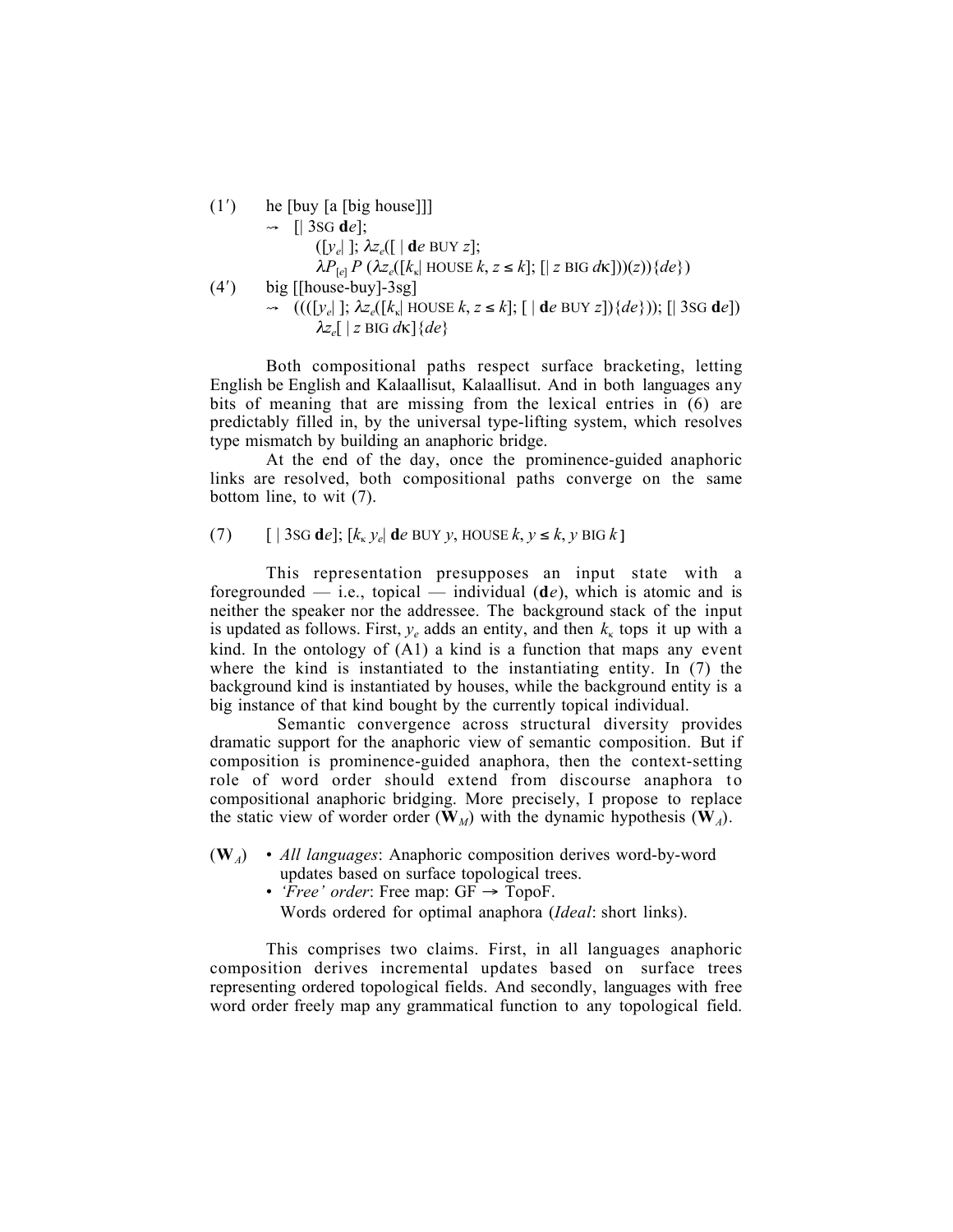(1′) he [buy [a [big house]]]

$\rightsquigarrow$ [| 3SG $\mathbf{d}e$];

([$y_e$| ]; $\lambda z_e$([ | $\mathbf{d}e$ BUY $z$];

$\lambda P_{[e]}\, P\, (\lambda z_e([k_\kappa|$ HOUSE $k, z \leq k]$; [| $z$ BIG $d\kappa$]))($z$)){$de$})

(4′) big [[house-buy]-3sg]

$\rightsquigarrow$ (((([$y_e$| ]; $\lambda z_e([k_\kappa|$ HOUSE $k, z \leq k]$; [ | $\mathbf{d}e$ BUY $z$]){$de$})); [| 3SG $\mathbf{d}e$])

$\lambda z_e$[ | $z$ BIG $d\kappa$]{$de$}

Both compositional paths respect surface bracketing, letting English be English and Kalaallisut, Kalaallisut. And in both languages any bits of meaning that are missing from the lexical entries in (6) are predictably filled in, by the universal type-lifting system, which resolves type mismatch by building an anaphoric bridge.

At the end of the day, once the prominence-guided anaphoric links are resolved, both compositional paths converge on the same bottom line, to wit (7).

(7) [ | 3SG $\mathbf{d}e$]; [$k_\kappa\ y_e$| $\mathbf{d}e$ BUY $y$, HOUSE $k$, $y \leq k$, $y$ BIG $k$]

This representation presupposes an input state with a foregrounded — i.e., topical — individual ($\mathbf{d}e$), which is atomic and is neither the speaker nor the addressee. The background stack of the input is updated as follows. First, $y_e$ adds an entity, and then $k_\kappa$ tops it up with a kind. In the ontology of (A1) a kind is a function that maps any event where the kind is instantiated to the instantiating entity. In (7) the background kind is instantiated by houses, while the background entity is a big instance of that kind bought by the currently topical individual.

Semantic convergence across structural diversity provides dramatic support for the anaphoric view of semantic composition. But if composition is prominence-guided anaphora, then the context-setting role of word order should extend from discourse anaphora to compositional anaphoric bridging. More precisely, I propose to replace the static view of worder order ($\mathbf{W}_M$) with the dynamic hypothesis ($\mathbf{W}_A$).

($\mathbf{W}_A$)
- *All languages*: Anaphoric composition derives word-by-word updates based on surface topological trees.
- *'Free' order*: Free map: GF → TopoF.
  Words ordered for optimal anaphora (*Ideal*: short links).

This comprises two claims. First, in all languages anaphoric composition derives incremental updates based on surface trees representing ordered topological fields. And secondly, languages with free word order freely map any grammatical function to any topological field.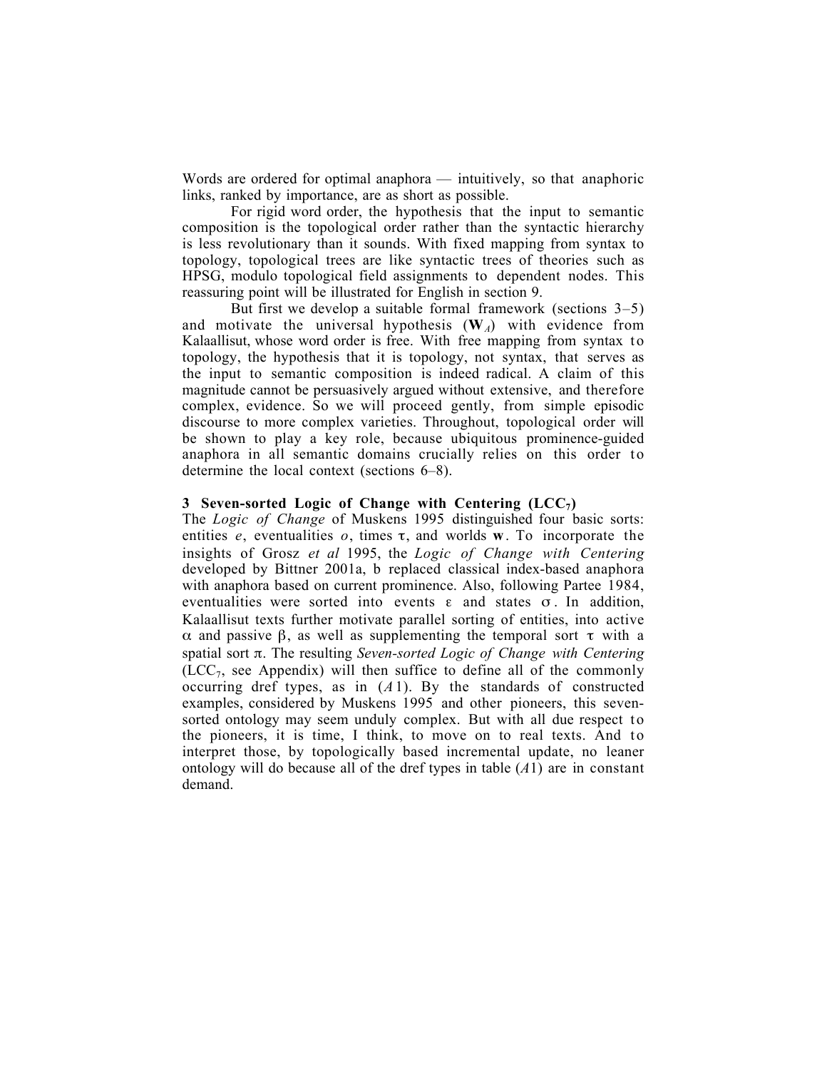Words are ordered for optimal anaphora — intuitively, so that anaphoric links, ranked by importance, are as short as possible.

For rigid word order, the hypothesis that the input to semantic composition is the topological order rather than the syntactic hierarchy is less revolutionary than it sounds. With fixed mapping from syntax to topology, topological trees are like syntactic trees of theories such as HPSG, modulo topological field assignments to dependent nodes. This reassuring point will be illustrated for English in section 9.

But first we develop a suitable formal framework (sections 3–5) and motivate the universal hypothesis ($\mathbf{W}_A$) with evidence from Kalaallisut, whose word order is free. With free mapping from syntax to topology, the hypothesis that it is topology, not syntax, that serves as the input to semantic composition is indeed radical. A claim of this magnitude cannot be persuasively argued without extensive, and therefore complex, evidence. So we will proceed gently, from simple episodic discourse to more complex varieties. Throughout, topological order will be shown to play a key role, because ubiquitous prominence-guided anaphora in all semantic domains crucially relies on this order to determine the local context (sections 6–8).

## 3 Seven-sorted Logic of Change with Centering ($\mathbf{LCC_7}$)

The *Logic of Change* of Muskens 1995 distinguished four basic sorts: entities $e$, eventualities $o$, times $\tau$, and worlds $\mathbf{w}$. To incorporate the insights of Grosz *et al* 1995, the *Logic of Change with Centering* developed by Bittner 2001a, b replaced classical index-based anaphora with anaphora based on current prominence. Also, following Partee 1984, eventualities were sorted into events $\varepsilon$ and states $\sigma$. In addition, Kalaallisut texts further motivate parallel sorting of entities, into active $\alpha$ and passive $\beta$, as well as supplementing the temporal sort $\tau$ with a spatial sort $\pi$. The resulting *Seven-sorted Logic of Change with Centering* ($\mathrm{LCC}_7$, see Appendix) will then suffice to define all of the commonly occurring dref types, as in ($A$1). By the standards of constructed examples, considered by Muskens 1995 and other pioneers, this seven-sorted ontology may seem unduly complex. But with all due respect to the pioneers, it is time, I think, to move on to real texts. And to interpret those, by topologically based incremental update, no leaner ontology will do because all of the dref types in table ($A$1) are in constant demand.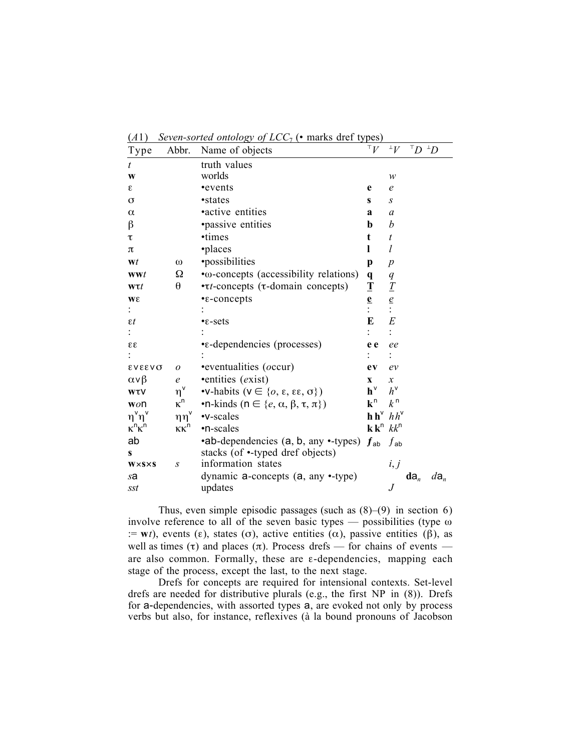(*A*1) *Seven-sorted ontology of LCC*$_7$ (• marks dref types)

| Type | Abbr. | Name of objects | $^{\top}V$ | $^{\perp}V$ | $^{\top}D$ | $^{\perp}D$ |
|---|---|---|---|---|---|---|
| $t$ | | truth values | | | | |
| $\mathbf{w}$ | | worlds | | $w$ | | |
| $\varepsilon$ | | •events | $\mathbf{e}$ | $e$ | | |
| $\sigma$ | | •states | $\mathbf{s}$ | $s$ | | |
| $\alpha$ | | •active entities | $\mathbf{a}$ | $a$ | | |
| $\beta$ | | •passive entities | $\mathbf{b}$ | $b$ | | |
| $\tau$ | | •times | $\mathbf{t}$ | $t$ | | |
| $\pi$ | | •places | $\mathbf{l}$ | $l$ | | |
| $\mathbf{w}t$ | $\omega$ | •possibilities | $\mathbf{p}$ | $p$ | | |
| $\mathbf{ww}t$ | $\Omega$ | •$\omega$-concepts (accessibility relations) | $\mathbf{q}$ | $q$ | | |
| $\mathbf{w}\tau t$ | $\theta$ | •$\tau t$-concepts ($\tau$-domain concepts) | $\underline{\mathbf{T}}$ | $\underline{T}$ | | |
| $\mathbf{w}\varepsilon$ | | •$\varepsilon$-concepts | $\underline{\mathbf{e}}$ | $\underline{e}$ | | |
| : | | : | : | : | | |
| $\varepsilon t$ | | •$\varepsilon$-sets | $\mathbf{E}$ | $E$ | | |
| : | | : | : | : | | |
| $\varepsilon\varepsilon$ | | •$\varepsilon$-dependencies (processes) | $\mathbf{e\,e}$ | $ee$ | | |
| : | | : | : | : | | |
| $\varepsilon \vee \varepsilon\varepsilon \vee \sigma$ | $o$ | •eventualities (*o*ccur) | $\mathbf{ev}$ | $ev$ | | |
| $\alpha \vee \beta$ | $e$ | •entities (*e*xist) | $\mathbf{x}$ | $x$ | | |
| $\mathbf{w}\tau\mathsf{v}$ | $\eta^{\mathsf{v}}$ | •$\mathsf{v}$-habits ($\mathsf{v} \in \{o, \varepsilon, \varepsilon\varepsilon, \sigma\}$) | $\mathbf{h}^{\mathsf{v}}$ | $h^{\mathsf{v}}$ | | |
| $\mathbf{w}o\mathsf{n}$ | $\kappa^{\mathsf{n}}$ | •$\mathsf{n}$-kinds ($\mathsf{n} \in \{e, \alpha, \beta, \tau, \pi\}$) | $\mathbf{k}^{\mathsf{n}}$ | $k^{\mathsf{n}}$ | | |
| $\eta^{\mathsf{v}}\eta^{\mathsf{v}}$ | $\eta\eta^{\mathsf{v}}$ | •$\mathsf{v}$-scales | $\mathbf{h\,h}^{\mathsf{v}}$ | $hh^{\mathsf{v}}$ | | |
| $\kappa^{\mathsf{n}}\kappa^{\mathsf{n}}$ | $\kappa\kappa^{\mathsf{n}}$ | •$\mathsf{n}$-scales | $\mathbf{k\,k}^{\mathsf{n}}$ | $kk^{\mathsf{n}}$ | | |
| $\mathsf{ab}$ | | •$\mathsf{ab}$-dependencies ($\mathsf{a}$, $\mathsf{b}$, any •-types) | $\boldsymbol{f}_{\mathsf{ab}}$ | $f_{\mathsf{ab}}$ | | |
| $\mathbf{s}$ | | stacks (of •-typed dref objects) | | | | |
| $\mathbf{w}{\times}\mathbf{s}{\times}\mathbf{s}$ | $s$ | information states | | $i, j$ | | |
| $s\mathsf{a}$ | | dynamic $\mathsf{a}$-concepts ($\mathsf{a}$, any •-type) | | | $\mathbf{d}\mathsf{a}_n$ | $d\mathsf{a}_n$ |
| $sst$ | | updates | | $J$ | | |

Thus, even simple episodic passages (such as (8)–(9) in section 6) involve reference to all of the seven basic types — possibilities (type $\omega := \mathbf{w}t$), events ($\varepsilon$), states ($\sigma$), active entities ($\alpha$), passive entities ($\beta$), as well as times ($\tau$) and places ($\pi$). Process drefs — for chains of events — are also common. Formally, these are $\varepsilon$-dependencies, mapping each stage of the process, except the last, to the next stage.

Drefs for concepts are required for intensional contexts. Set-level drefs are needed for distributive plurals (e.g., the first NP in (8)). Drefs for $\mathsf{a}$-dependencies, with assorted types $\mathsf{a}$, are evoked not only by process verbs but also, for instance, reflexives (à la bound pronouns of Jacobson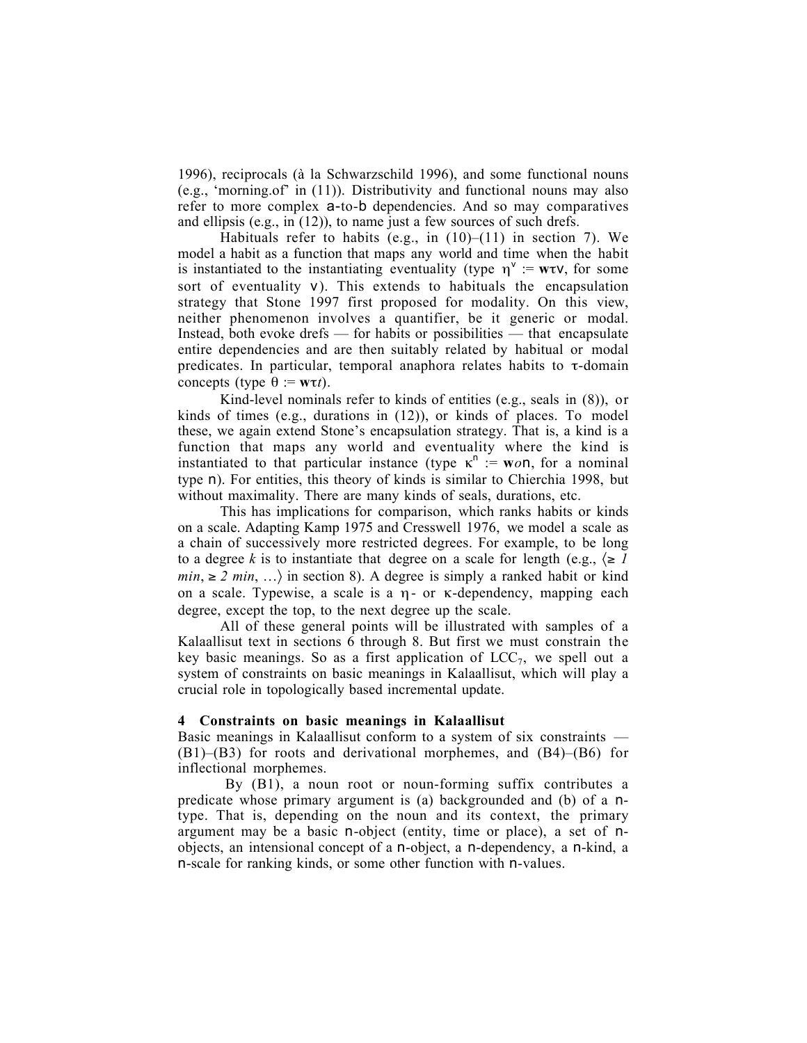1996), reciprocals (à la Schwarzschild 1996), and some functional nouns (e.g., 'morning.of' in (11)). Distributivity and functional nouns may also refer to more complex a-to-b dependencies. And so may comparatives and ellipsis (e.g., in (12)), to name just a few sources of such drefs.

Habituals refer to habits (e.g., in (10)–(11) in section 7). We model a habit as a function that maps any world and time when the habit is instantiated to the instantiating eventuality (type $\eta^{v} := \mathbf{w}\tau v$, for some sort of eventuality v). This extends to habituals the encapsulation strategy that Stone 1997 first proposed for modality. On this view, neither phenomenon involves a quantifier, be it generic or modal. Instead, both evoke drefs — for habits or possibilities — that encapsulate entire dependencies and are then suitably related by habitual or modal predicates. In particular, temporal anaphora relates habits to τ-domain concepts (type $\theta := \mathbf{w}\tau t$).

Kind-level nominals refer to kinds of entities (e.g., seals in (8)), or kinds of times (e.g., durations in (12)), or kinds of places. To model these, we again extend Stone's encapsulation strategy. That is, a kind is a function that maps any world and eventuality where the kind is instantiated to that particular instance (type $\kappa^{n} := \mathbf{w}o n$, for a nominal type n). For entities, this theory of kinds is similar to Chierchia 1998, but without maximality. There are many kinds of seals, durations, etc.

This has implications for comparison, which ranks habits or kinds on a scale. Adapting Kamp 1975 and Cresswell 1976, we model a scale as a chain of successively more restricted degrees. For example, to be long to a degree *k* is to instantiate that degree on a scale for length (e.g., ⟨≥ *1 min*, ≥ *2 min*, …⟩ in section 8). A degree is simply a ranked habit or kind on a scale. Typewise, a scale is a η- or κ-dependency, mapping each degree, except the top, to the next degree up the scale.

All of these general points will be illustrated with samples of a Kalaallisut text in sections 6 through 8. But first we must constrain the key basic meanings. So as a first application of $\mathrm{LCC}_7$, we spell out a system of constraints on basic meanings in Kalaallisut, which will play a crucial role in topologically based incremental update.

## 4 Constraints on basic meanings in Kalaallisut

Basic meanings in Kalaallisut conform to a system of six constraints — (B1)–(B3) for roots and derivational morphemes, and (B4)–(B6) for inflectional morphemes.

By (B1), a noun root or noun-forming suffix contributes a predicate whose primary argument is (a) backgrounded and (b) of a n-type. That is, depending on the noun and its context, the primary argument may be a basic n-object (entity, time or place), a set of n-objects, an intensional concept of a n-object, a n-dependency, a n-kind, a n-scale for ranking kinds, or some other function with n-values.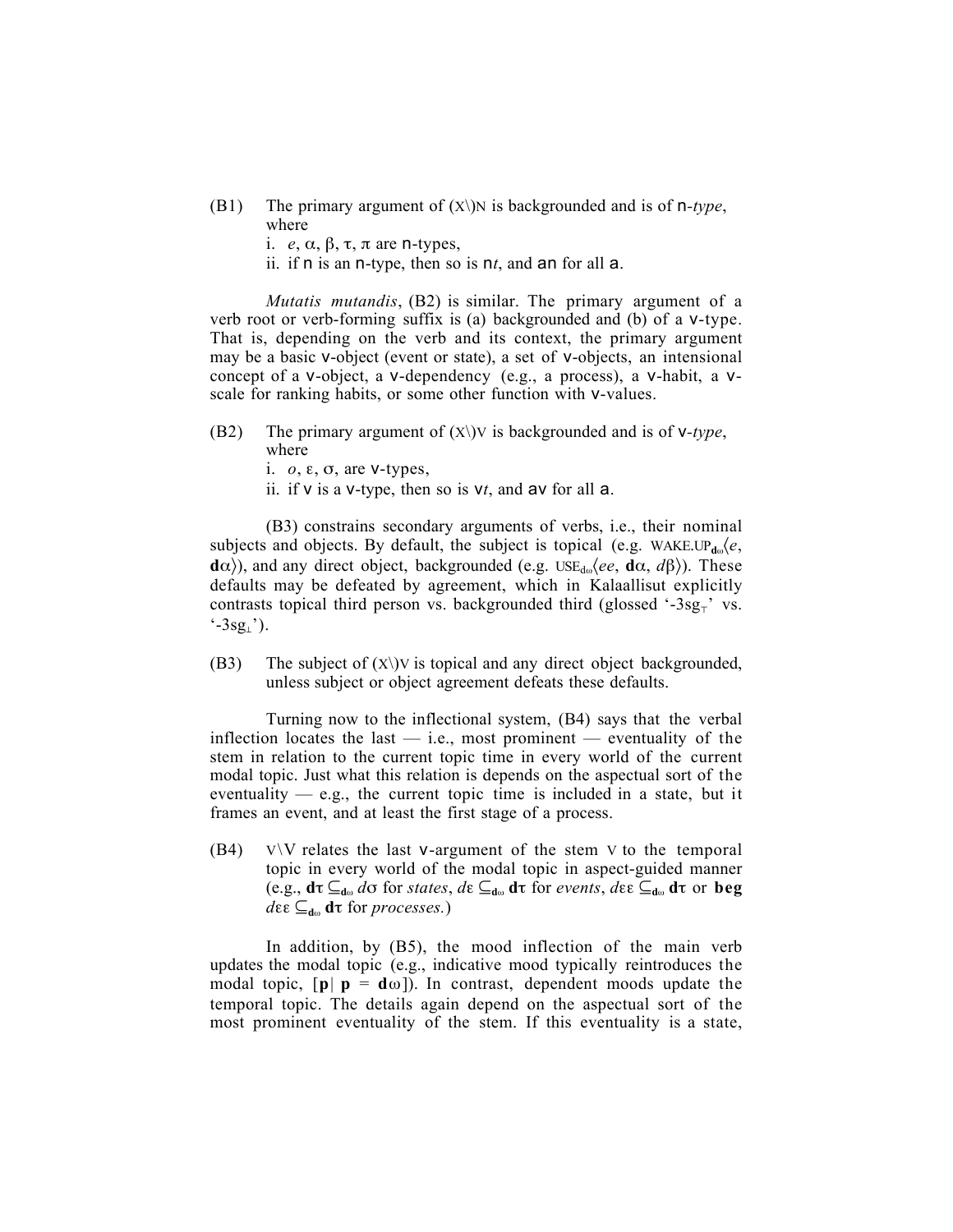(B1) The primary argument of (X\)N is backgrounded and is of n-*type*, where

i. $e$, $\alpha$, $\beta$, $\tau$, $\pi$ are n-types,

ii. if n is an n-type, then so is n$t$, and an for all a.

*Mutatis mutandis*, (B2) is similar. The primary argument of a verb root or verb-forming suffix is (a) backgrounded and (b) of a v-type. That is, depending on the verb and its context, the primary argument may be a basic v-object (event or state), a set of v-objects, an intensional concept of a v-object, a v-dependency (e.g., a process), a v-habit, a v-scale for ranking habits, or some other function with v-values.

(B2) The primary argument of (X\)V is backgrounded and is of v-*type*, where

i. $o$, $\varepsilon$, $\sigma$, are v-types,

ii. if v is a v-type, then so is v$t$, and av for all a.

(B3) constrains secondary arguments of verbs, i.e., their nominal subjects and objects. By default, the subject is topical (e.g. $\text{WAKE.UP}_{\mathbf{d}\omega}\langle e, \mathbf{d}\alpha\rangle$), and any direct object, backgrounded (e.g. $\text{USE}_{\mathbf{d}\omega}\langle ee, \mathbf{d}\alpha, d\beta\rangle$). These defaults may be defeated by agreement, which in Kalaallisut explicitly contrasts topical third person vs. backgrounded third (glossed '-$3sg_{\top}$' vs. '-$3sg_{\perp}$').

(B3) The subject of (X\)V is topical and any direct object backgrounded, unless subject or object agreement defeats these defaults.

Turning now to the inflectional system, (B4) says that the verbal inflection locates the last — i.e., most prominent — eventuality of the stem in relation to the current topic time in every world of the current modal topic. Just what this relation is depends on the aspectual sort of the eventuality — e.g., the current topic time is included in a state, but it frames an event, and at least the first stage of a process.

(B4) V\V relates the last v-argument of the stem V to the temporal topic in every world of the modal topic in aspect-guided manner (e.g., $\mathbf{d}\tau \subseteq_{\mathbf{d}\omega} d\sigma$ for *states*, $d\varepsilon \subseteq_{\mathbf{d}\omega} \mathbf{d}\tau$ for *events*, $d\varepsilon\varepsilon \subseteq_{\mathbf{d}\omega} \mathbf{d}\tau$ or $\mathbf{beg}\ d\varepsilon\varepsilon \subseteq_{\mathbf{d}\omega} \mathbf{d}\tau$ for *processes.*)

In addition, by (B5), the mood inflection of the main verb updates the modal topic (e.g., indicative mood typically reintroduces the modal topic, $[\mathbf{p}|\ \mathbf{p} = \mathbf{d}\omega]$). In contrast, dependent moods update the temporal topic. The details again depend on the aspectual sort of the most prominent eventuality of the stem. If this eventuality is a state,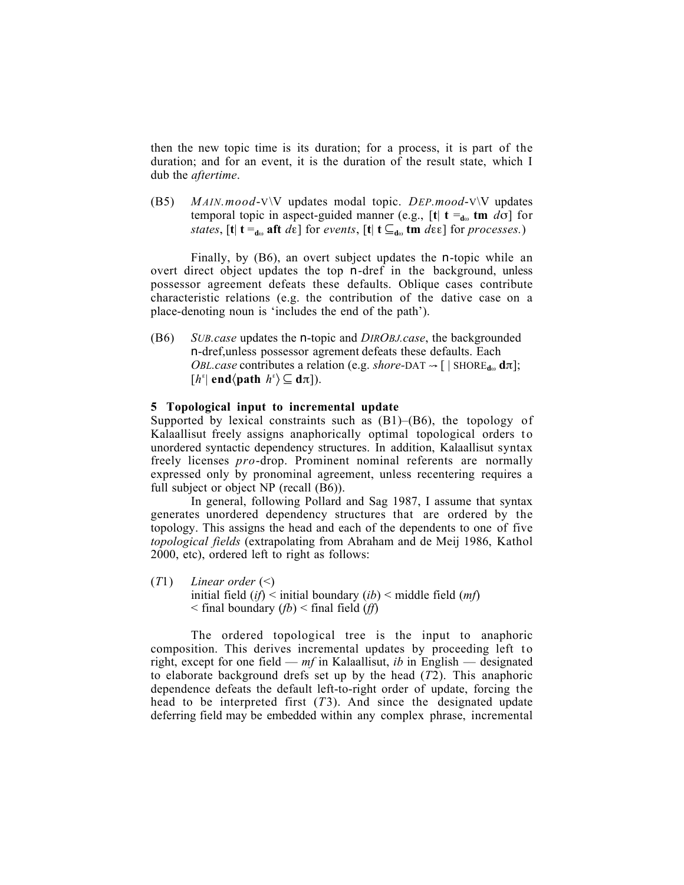then the new topic time is its duration; for a process, it is part of the duration; and for an event, it is the duration of the result state, which I dub the *aftertime*.

(B5) *MAIN.mood*-V\V updates modal topic. *DEP.mood*-V\V updates temporal topic in aspect-guided manner (e.g., [$\mathbf{t}$| $\mathbf{t} =_{\mathbf{d}\omega}$ $\mathbf{tm}$ $d\sigma$] for *states*, [$\mathbf{t}$| $\mathbf{t} =_{\mathbf{d}\omega}$ $\mathbf{aft}$ $d\varepsilon$] for *events*, [$\mathbf{t}$| $\mathbf{t} \subseteq_{\mathbf{d}\omega}$ $\mathbf{tm}$ $d\varepsilon\varepsilon$] for *processes.*)

Finally, by (B6), an overt subject updates the n-topic while an overt direct object updates the top n-dref in the background, unless possessor agreement defeats these defaults. Oblique cases contribute characteristic relations (e.g. the contribution of the dative case on a place-denoting noun is 'includes the end of the path').

(B6) *SUB.case* updates the n-topic and *DIROBJ.case*, the backgrounded n-dref,unless possessor agrement defeats these defaults. Each *OBL.case* contributes a relation (e.g. *shore*-DAT ⇝ [ | SHORE$_{\mathbf{d}\omega}$ $\mathbf{d}\pi$]; [$h^{\varepsilon}$| $\mathbf{end}\langle\mathbf{path}\ h^{\varepsilon}\rangle \subseteq \mathbf{d}\pi$]).

**5 Topological input to incremental update**

Supported by lexical constraints such as (B1)–(B6), the topology of Kalaallisut freely assigns anaphorically optimal topological orders to unordered syntactic dependency structures. In addition, Kalaallisut syntax freely licenses *pro*-drop. Prominent nominal referents are normally expressed only by pronominal agreement, unless recentering requires a full subject or object NP (recall (B6)).

In general, following Pollard and Sag 1987, I assume that syntax generates unordered dependency structures that are ordered by the topology. This assigns the head and each of the dependents to one of five *topological fields* (extrapolating from Abraham and de Meij 1986, Kathol 2000, etc), ordered left to right as follows:

(*T*1) *Linear order* (<)
initial field (*if*) < initial boundary (*ib*) < middle field (*mf*) < final boundary (*fb*) < final field (*ff*)

The ordered topological tree is the input to anaphoric composition. This derives incremental updates by proceeding left to right, except for one field — *mf* in Kalaallisut, *ib* in English — designated to elaborate background drefs set up by the head (*T*2). This anaphoric dependence defeats the default left-to-right order of update, forcing the head to be interpreted first (*T*3). And since the designated update deferring field may be embedded within any complex phrase, incremental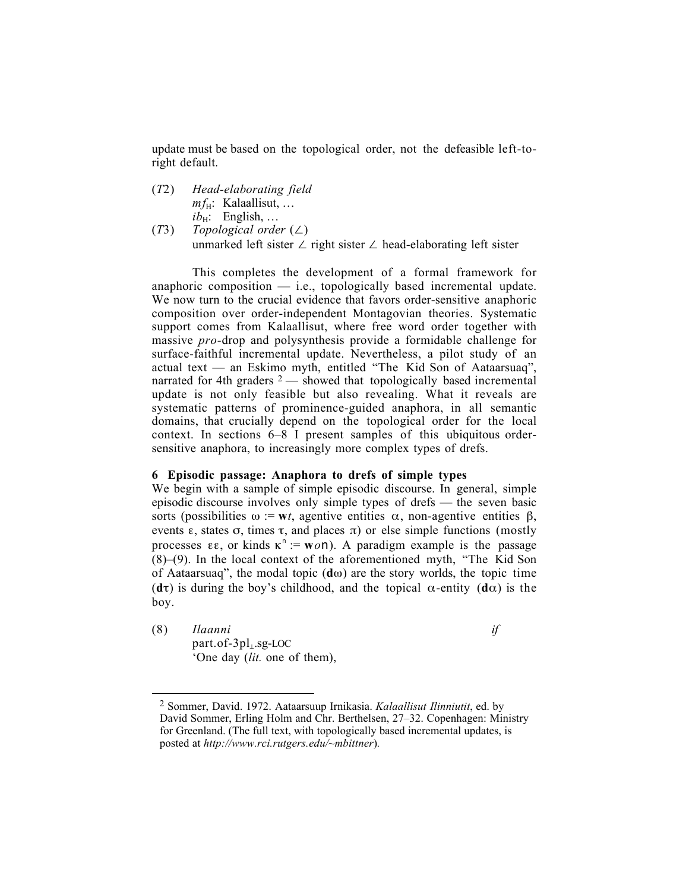update must be based on the topological order, not the defeasible left-to-right default.

(*T*2) *Head-elaborating field*
$mf_{\mathrm{H}}$: Kalaallisut, …
$ib_{\mathrm{H}}$: English, …

(*T*3) *Topological order* ($\angle$)
unmarked left sister $\angle$ right sister $\angle$ head-elaborating left sister

This completes the development of a formal framework for anaphoric composition — i.e., topologically based incremental update. We now turn to the crucial evidence that favors order-sensitive anaphoric composition over order-independent Montagovian theories. Systematic support comes from Kalaallisut, where free word order together with massive *pro*-drop and polysynthesis provide a formidable challenge for surface-faithful incremental update. Nevertheless, a pilot study of an actual text — an Eskimo myth, entitled "The Kid Son of Aataarsuaq", narrated for 4th graders [2] — showed that topologically based incremental update is not only feasible but also revealing. What it reveals are systematic patterns of prominence-guided anaphora, in all semantic domains, that crucially depend on the topological order for the local context. In sections 6–8 I present samples of this ubiquitous order-sensitive anaphora, to increasingly more complex types of drefs.

## 6 Episodic passage: Anaphora to drefs of simple types

We begin with a sample of simple episodic discourse. In general, simple episodic discourse involves only simple types of drefs — the seven basic sorts (possibilities $\omega := \mathbf{w}t$, agentive entities $\alpha$, non-agentive entities $\beta$, events $\varepsilon$, states $\sigma$, times $\tau$, and places $\pi$) or else simple functions (mostly processes $\varepsilon\varepsilon$, or kinds $\kappa^{n} := \mathbf{w}o\mathsf{n}$). A paradigm example is the passage (8)–(9). In the local context of the aforementioned myth, "The Kid Son of Aataarsuaq", the modal topic ($\mathbf{d}\omega$) are the story worlds, the topic time ($\mathbf{d}\tau$) is during the boy's childhood, and the topical $\alpha$-entity ($\mathbf{d}\alpha$) is the boy.

(8) *Ilaanni* *if*
part.of-3pl$_{\perp}$.sg-LOC
'One day (*lit.* one of them),

[2] Sommer, David. 1972. Aataarsuup Irnikasia. *Kalaallisut Ilinniutit*, ed. by David Sommer, Erling Holm and Chr. Berthelsen, 27–32. Copenhagen: Ministry for Greenland. (The full text, with topologically based incremental updates, is posted at *http://www.rci.rutgers.edu/~mbittner*).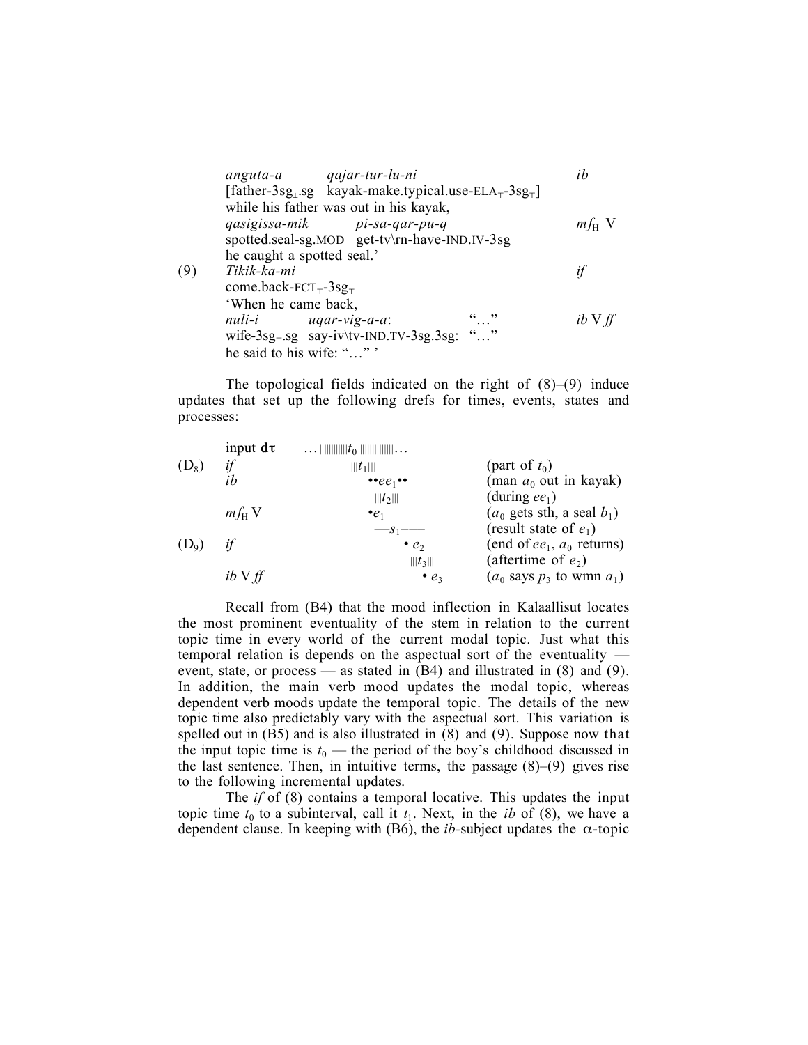*anguta-a* *qajar-tur-lu-ni* *ib*
[father-3sg$_{\perp}$.sg kayak-make.typical.use-ELA$_{\top}$-3sg$_{\top}$]
while his father was out in his kayak,
*qasigissa-mik* *pi-sa-qar-pu-q* $mf_{\mathrm{H}}$ V
spotted.seal-sg.MOD get-tv\rn-have-IND.IV-3sg
he caught a spotted seal.'

(9) *Tikik-ka-mi* *if*
come.back-FCT$_{\top}$-3sg$_{\top}$
'When he came back,
*nuli-i* *uqar-vig-a-a*: "…" *ib* V *ff*
wife-3sg$_{\top}$.sg say-iv\tv-IND.TV-3sg.3sg: "…"
he said to his wife: "…" '

The topological fields indicated on the right of (8)–(9) induce updates that set up the following drefs for times, events, states and processes:

| | | | |
|---|---|---|---|
| | input **d**τ | …\|\|\|\|\|\|\|\|\|\|$t_0$ \|\|\|\|\|\|\|\|\|\|\|\|… | |
| (D$_8$) | *if* | \|\|\|$t_1$\|\|\| | (part of $t_0$) |
| | *ib* | ••$ee_1$•• | (man $a_0$ out in kayak) |
| | | \|\|\|$t_2$\|\|\| | (during $ee_1$) |
| | $mf_{\mathrm{H}}$ V | •$e_1$ | ($a_0$ gets sth, a seal $b_1$) |
| | | —$s_1$——— | (result state of $e_1$) |
| (D$_9$) | *if* | • $e_2$ | (end of $ee_1$, $a_0$ returns) |
| | | \|\|\|$t_3$\|\|\| | (aftertime of $e_2$) |
| | *ib* V *ff* | • $e_3$ | ($a_0$ says $p_3$ to wmn $a_1$) |

Recall from (B4) that the mood inflection in Kalaallisut locates the most prominent eventuality of the stem in relation to the current topic time in every world of the current modal topic. Just what this temporal relation is depends on the aspectual sort of the eventuality — event, state, or process — as stated in (B4) and illustrated in (8) and (9). In addition, the main verb mood updates the modal topic, whereas dependent verb moods update the temporal topic. The details of the new topic time also predictably vary with the aspectual sort. This variation is spelled out in (B5) and is also illustrated in (8) and (9). Suppose now that the input topic time is $t_0$ — the period of the boy's childhood discussed in the last sentence. Then, in intuitive terms, the passage (8)–(9) gives rise to the following incremental updates.

The *if* of (8) contains a temporal locative. This updates the input topic time $t_0$ to a subinterval, call it $t_1$. Next, in the *ib* of (8), we have a dependent clause. In keeping with (B6), the *ib*-subject updates the α-topic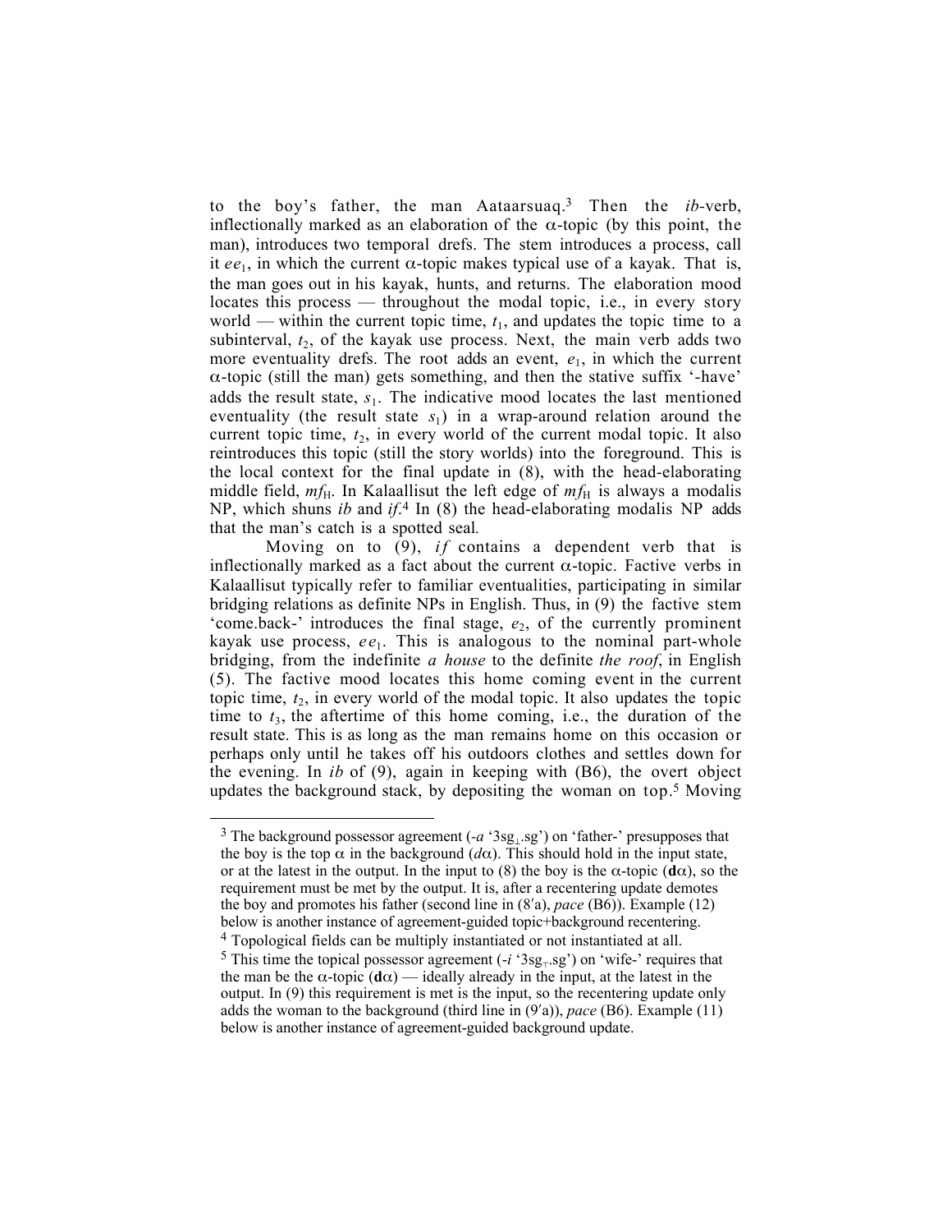to the boy's father, the man Aataarsuaq.[3] Then the *ib*-verb, inflectionally marked as an elaboration of the α-topic (by this point, the man), introduces two temporal drefs. The stem introduces a process, call it $ee_1$, in which the current α-topic makes typical use of a kayak. That is, the man goes out in his kayak, hunts, and returns. The elaboration mood locates this process — throughout the modal topic, i.e., in every story world — within the current topic time, $t_1$, and updates the topic time to a subinterval, $t_2$, of the kayak use process. Next, the main verb adds two more eventuality drefs. The root adds an event, $e_1$, in which the current α-topic (still the man) gets something, and then the stative suffix '-have' adds the result state, $s_1$. The indicative mood locates the last mentioned eventuality (the result state $s_1$) in a wrap-around relation around the current topic time, $t_2$, in every world of the current modal topic. It also reintroduces this topic (still the story worlds) into the foreground. This is the local context for the final update in (8), with the head-elaborating middle field, $mf_H$. In Kalaallisut the left edge of $mf_H$ is always a modalis NP, which shuns *ib* and *if*.[4] In (8) the head-elaborating modalis NP adds that the man's catch is a spotted seal.

Moving on to (9), *if* contains a dependent verb that is inflectionally marked as a fact about the current α-topic. Factive verbs in Kalaallisut typically refer to familiar eventualities, participating in similar bridging relations as definite NPs in English. Thus, in (9) the factive stem 'come.back-' introduces the final stage, $e_2$, of the currently prominent kayak use process, $ee_1$. This is analogous to the nominal part-whole bridging, from the indefinite *a house* to the definite *the roof*, in English (5). The factive mood locates this home coming event in the current topic time, $t_2$, in every world of the modal topic. It also updates the topic time to $t_3$, the aftertime of this home coming, i.e., the duration of the result state. This is as long as the man remains home on this occasion or perhaps only until he takes off his outdoors clothes and settles down for the evening. In *ib* of (9), again in keeping with (B6), the overt object updates the background stack, by depositing the woman on top.[5] Moving

---

[3] The background possessor agreement (*-a* '$3sg_{\perp}$.sg') on 'father-' presupposes that the boy is the top α in the background ($d\alpha$). This should hold in the input state, or at the latest in the output. In the input to (8) the boy is the α-topic ($\mathbf{d}\alpha$), so the requirement must be met by the output. It is, after a recentering update demotes the boy and promotes his father (second line in (8′a), *pace* (B6)). Example (12) below is another instance of agreement-guided topic+background recentering.

[4] Topological fields can be multiply instantiated or not instantiated at all.

[5] This time the topical possessor agreement (*-i* '$3sg_{\top}$.sg') on 'wife-' requires that the man be the α-topic ($\mathbf{d}\alpha$) — ideally already in the input, at the latest in the output. In (9) this requirement is met is the input, so the recentering update only adds the woman to the background (third line in (9′a)), *pace* (B6). Example (11) below is another instance of agreement-guided background update.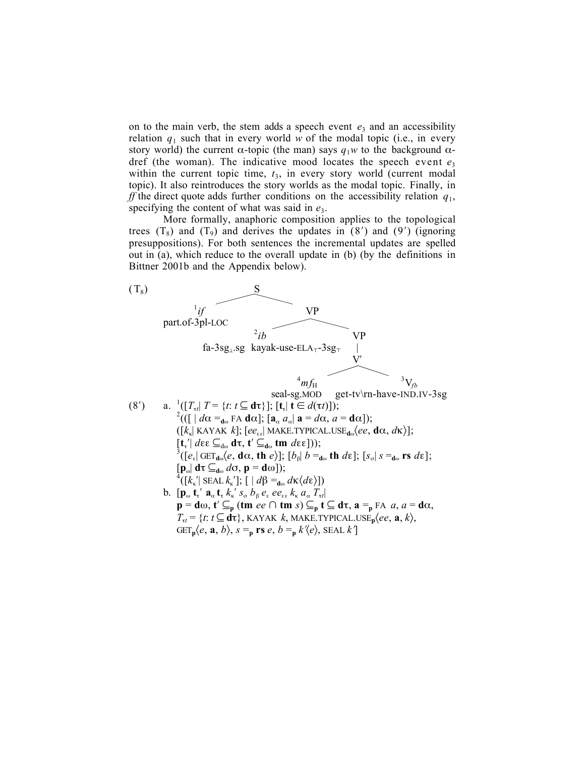on to the main verb, the stem adds a speech event $e_3$ and an accessibility relation $q_1$ such that in every world $w$ of the modal topic (i.e., in every story world) the current α-topic (the man) says $q_1 w$ to the background α-dref (the woman). The indicative mood locates the speech event $e_3$ within the current topic time, $t_3$, in every story world (current modal topic). It also reintroduces the story worlds as the modal topic. Finally, in *ff* the direct quote adds further conditions on the accessibility relation $q_1$, specifying the content of what was said in $e_3$.

More formally, anaphoric composition applies to the topological trees ($T_8$) and ($T_9$) and derives the updates in (8′) and (9′) (ignoring presuppositions). For both sentences the incremental updates are spelled out in (a), which reduce to the overall update in (b) (by the definitions in Bittner 2001b and the Appendix below).

```
(T8)                          S
                 ___________/ \___________
           1if                             VP
     part.of-3pl-LOC             _________/ \_________
                           2ib                        VP
        fa-3sg⊥.sg  kayak-use-ELA⊤-3sg⊤               |
                                                      V′
                                              _______/ \_______
                                        4mfH                   3Vfb
                                   seal-sg.MOD       get-tv\rn-have-IND.IV-3sg
```

(8′) a. $^{1}([T_{\tau t}|\ T = \{t\!: t \subseteq \mathbf{d\tau}\}];\ [\mathbf{t}_{\tau}|\ \mathbf{t} \in d(\tau t)]);$

$^{2}(([\ |\ d\alpha =_{\mathbf{d\omega}} \text{FA}\ \mathbf{d\alpha}];\ [\mathbf{a}_{\alpha}\ a_{\alpha}|\ \mathbf{a} = d\alpha,\ a = \mathbf{d\alpha}]);$

$([k_{\kappa}|\ \text{KAYAK}\ k];\ [ee_{\varepsilon\varepsilon}|\ \text{MAKE.TYPICAL.USE}_{\mathbf{d\omega}}\langle ee,\ \mathbf{d\alpha},\ d\kappa\rangle];$

$[\mathbf{t}_{\tau}'|\ d\varepsilon\varepsilon \subseteq_{\mathbf{d\omega}} \mathbf{d\tau},\ \mathbf{t}' \subseteq_{\mathbf{d\omega}} \mathbf{tm}\ d\varepsilon\varepsilon]));$

$^{3}([e_{\varepsilon}|\ \text{GET}_{\mathbf{d\omega}}\langle e,\ \mathbf{d\alpha},\ \mathbf{th}\ e\rangle];\ [b_{\beta}|\ b =_{\mathbf{d\omega}} \mathbf{th}\ d\varepsilon];\ [s_{\sigma}|\ s =_{\mathbf{d\omega}} \mathbf{rs}\ d\varepsilon];$

$[\mathbf{p}_{\omega}|\ \mathbf{d\tau} \subseteq_{\mathbf{d\omega}} d\sigma,\ \mathbf{p} = \mathbf{d\omega}]);$

$^{4}([k_{\kappa}'|\ \text{SEAL}\ k_{\kappa}'];\ [\ |\ d\beta =_{\mathbf{d\omega}} d\kappa\langle d\varepsilon\rangle])$

b. $[\mathbf{p}_{\omega}\ \mathbf{t}_{\tau}'\ \mathbf{a}_{\alpha}\ \mathbf{t}_{\tau}\ k_{\kappa}'\ s_{\sigma}\ b_{\beta}\ e_{\varepsilon}\ ee_{\varepsilon\varepsilon}\ k_{\kappa}\ a_{\alpha}\ T_{\tau t}|$

$\mathbf{p} = \mathbf{d\omega},\ \mathbf{t}' \subseteq_{\mathbf{p}} (\mathbf{tm}\ ee \cap \mathbf{tm}\ s) \subseteq_{\mathbf{p}} \mathbf{t} \subseteq \mathbf{d\tau},\ \mathbf{a} =_{\mathbf{p}} \text{FA}\ a,\ a = \mathbf{d\alpha},$

$T_{\tau t} = \{t\!: t \subseteq \mathbf{d\tau}\},\ \text{KAYAK}\ k,\ \text{MAKE.TYPICAL.USE}_{\mathbf{p}}\langle ee,\ \mathbf{a},\ k\rangle,$

$\text{GET}_{\mathbf{p}}\langle e,\ \mathbf{a},\ b\rangle,\ s =_{\mathbf{p}} \mathbf{rs}\ e,\ b =_{\mathbf{p}} k'\langle e\rangle,\ \text{SEAL}\ k']$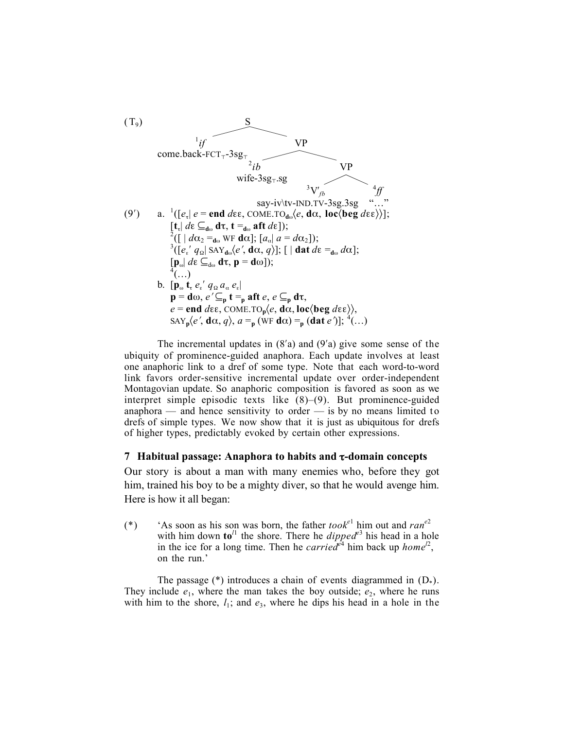(T₉) [S [ $^{1}$*if* come.back-FCT$_{\top}$-3sg$_{\top}$ ] [VP [ $^{2}$*ib* wife-3sg$_{\top}$.sg ] [VP [ $^{3}$V$'_{fb}$ say-iv\tv-IND.TV-3sg.3sg ] [ $^{4}$*ff* "…" ] ] ] ]

(9′) a. $^{1}$($[e_\tau|\ e = \mathbf{end}\ d\varepsilon\varepsilon$, COME.TO$_{\mathbf{d}\omega}\langle e, \mathbf{d}\alpha, \mathbf{loc}\langle \mathbf{beg}\ d\varepsilon\varepsilon\rangle\rangle]$;
$[\mathbf{t}_\tau|\ d\varepsilon \subseteq_{\mathbf{d}\omega} \mathbf{d}\tau, \mathbf{t} =_{\mathbf{d}\omega} \mathbf{aft}\ d\varepsilon]$);
$^{2}$($[\ |\ d\alpha_2 =_{\mathbf{d}\omega}$ WF $\mathbf{d}\alpha]$; $[a_\alpha|\ a = d\alpha_2]$);
$^{3}$($[e_\varepsilon{}'\ q_\Omega|$ SAY$_{\mathbf{d}\omega}\langle e', \mathbf{d}\alpha, q\rangle]$; $[\ |\ \mathbf{dat}\ d\varepsilon =_{\mathbf{d}\omega} d\alpha]$;
$[\mathbf{p}_\omega|\ d\varepsilon \subseteq_{\mathbf{d}\omega} \mathbf{d}\tau, \mathbf{p} = \mathbf{d}\omega]$);
$^{4}$(…)

b. $[\mathbf{p}_\omega\ \mathbf{t}_\tau\ e_\varepsilon{}'\ q_\Omega\ a_\alpha\ e_\varepsilon|$
$\mathbf{p} = \mathbf{d}\omega$, $e' \subseteq_{\mathbf{p}} \mathbf{t} =_{\mathbf{p}} \mathbf{aft}\ e$, $e \subseteq_{\mathbf{p}} \mathbf{d}\tau$,
$e = \mathbf{end}\ d\varepsilon\varepsilon$, COME.TO$_{\mathbf{p}}\langle e, \mathbf{d}\alpha, \mathbf{loc}\langle \mathbf{beg}\ d\varepsilon\varepsilon\rangle\rangle$,
SAY$_{\mathbf{p}}\langle e', \mathbf{d}\alpha, q\rangle$, $a =_{\mathbf{p}}$ (WF $\mathbf{d}\alpha$) $=_{\mathbf{p}}$ ($\mathbf{dat}\ e'$)]; $^{4}$(…)

The incremental updates in (8′a) and (9′a) give some sense of the ubiquity of prominence-guided anaphora. Each update involves at least one anaphoric link to a dref of some type. Note that each word-to-word link favors order-sensitive incremental update over order-independent Montagovian update. So anaphoric composition is favored as soon as we interpret simple episodic texts like (8)–(9). But prominence-guided anaphora — and hence sensitivity to order — is by no means limited to drefs of simple types. We now show that it is just as ubiquitous for drefs of higher types, predictably evoked by certain other expressions.

## 7 Habitual passage: Anaphora to habits and τ-domain concepts

Our story is about a man with many enemies who, before they got him, trained his boy to be a mighty diver, so that he would avenge him. Here is how it all began:

(*) 'As soon as his son was born, the father *took*$^{e1}$ him out and *ran*$^{e2}$ with him down **to**$^{l1}$ the shore. There he *dipped*$^{e3}$ his head in a hole in the ice for a long time. Then he *carried*$^{e4}$ him back up *home*$^{l2}$, on the run.'

The passage (*) introduces a chain of events diagrammed in (D$_*$). They include $e_1$, where the man takes the boy outside; $e_2$, where he runs with him to the shore, $l_1$; and $e_3$, where he dips his head in a hole in the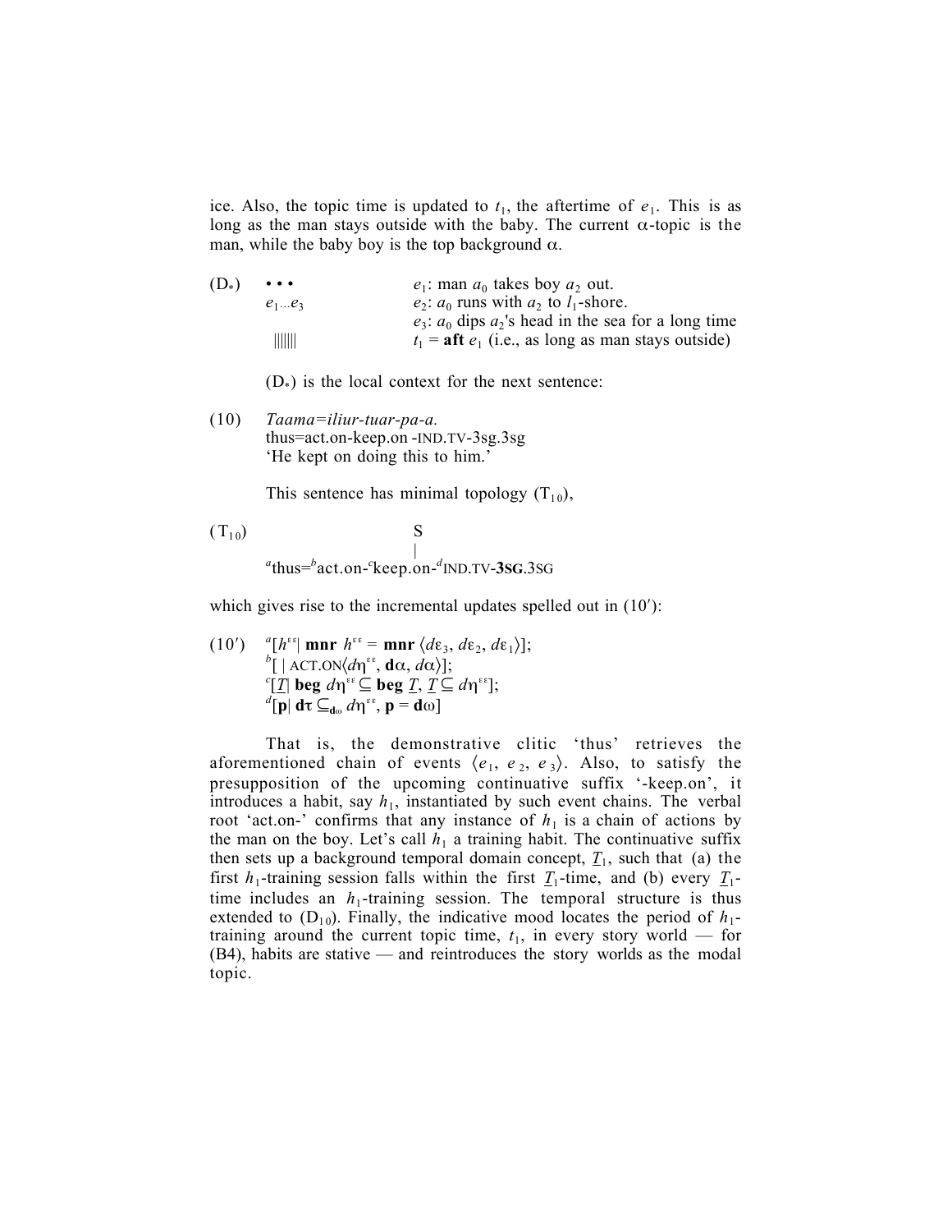ice. Also, the topic time is updated to $t_1$, the aftertime of $e_1$. This is as long as the man stays outside with the baby. The current α-topic is the man, while the baby boy is the top background α.

| (D∗) | • • • | $e_1$: man $a_0$ takes boy $a_2$ out. |
|---|---|---|
| | $e_{1...}e_3$ | $e_2$: $a_0$ runs with $a_2$ to $l_1$-shore. |
| | | $e_3$: $a_0$ dips $a_2$'s head in the sea for a long time |
| | ‖‖‖ | $t_1$ = **aft** $e_1$ (i.e., as long as man stays outside) |

(D∗) is the local context for the next sentence:

(10) *Taama=iliur-tuar-pa-a.*
thus=act.on-keep.on -IND.TV-3sg.3sg
'He kept on doing this to him.'

This sentence has minimal topology ($T_{10}$),

($T_{10}$)
S
|
[a]thus=[b]act.on-[c]keep.on-[d]IND.TV-**3SG**.3SG

which gives rise to the incremental updates spelled out in (10′):

(10′) [a]$[h^{\varepsilon\varepsilon} |\ \mathbf{mnr}\ h^{\varepsilon\varepsilon} = \mathbf{mnr}\ \langle d\varepsilon_3, d\varepsilon_2, d\varepsilon_1\rangle]$;
[b]$[\ |\ \text{ACT.ON}\langle d\eta^{\varepsilon\varepsilon}, \mathbf{d}\alpha, d\alpha\rangle]$;
[c]$[\underline{T} |\ \mathbf{beg}\ d\eta^{\varepsilon\varepsilon} \subseteq \mathbf{beg}\ \underline{T}, \underline{T} \subseteq d\eta^{\varepsilon\varepsilon}]$;
[d]$[\mathbf{p} |\ \mathbf{d}\tau \subseteq_{\mathbf{d}\omega} d\eta^{\varepsilon\varepsilon}, \mathbf{p} = \mathbf{d}\omega]$

That is, the demonstrative clitic 'thus' retrieves the aforementioned chain of events $\langle e_1, e_2, e_3\rangle$. Also, to satisfy the presupposition of the upcoming continuative suffix '-keep.on', it introduces a habit, say $h_1$, instantiated by such event chains. The verbal root 'act.on-' confirms that any instance of $h_1$ is a chain of actions by the man on the boy. Let's call $h_1$ a training habit. The continuative suffix then sets up a background temporal domain concept, $\underline{T}_1$, such that (a) the first $h_1$-training session falls within the first $\underline{T}_1$-time, and (b) every $\underline{T}_1$-time includes an $h_1$-training session. The temporal structure is thus extended to ($D_{10}$). Finally, the indicative mood locates the period of $h_1$-training around the current topic time, $t_1$, in every story world — for (B4), habits are stative — and reintroduces the story worlds as the modal topic.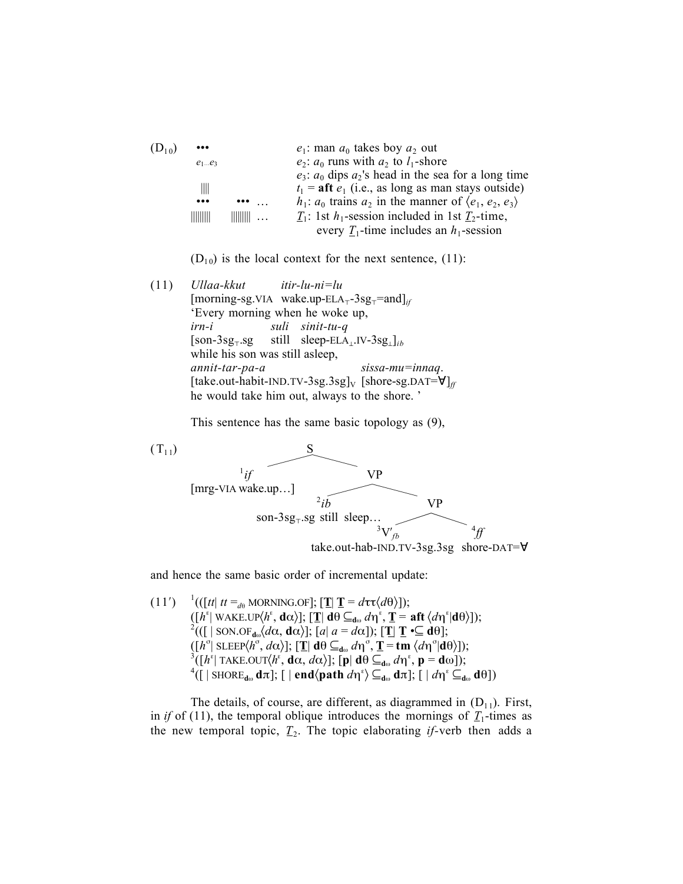($D_{10}$)

```
•••                              e1: man a0 takes boy a2 out
e1…e3                            e2: a0 runs with a2 to l1-shore
                                 e3: a0 dips a2's head in the sea for a long time
 ||||                            t1 = aft e1 (i.e., as long as man stays outside)
•••        ••• …                 h1: a0 trains a2 in the manner of ⟨e1, e2, e3⟩
||||||||   |||||||| …            T1: 1st h1-session included in 1st T2-time,
                                      every T1-time includes an h1-session
```

($D_{10}$) is the local context for the next sentence, (11):

(11) *Ullaa-kkut* *itir-lu-ni=lu*
[morning-sg.VIA wake.up-ELA$_{\top}$-3sg$_{\top}$=and]$_{if}$
'Every morning when he woke up,
*irn-i* *suli* *sinit-tu-q*
[son-3sg$_{\top}$.sg still sleep-ELA$_{\perp}$.IV-3sg$_{\perp}$]$_{ib}$
while his son was still asleep,
*annit-tar-pa-a* *sissa-mu=innaq*.
[take.out-habit-IND.TV-3sg.3sg]$_{V}$ [shore-sg.DAT=∀]$_{ff}$
he would take him out, always to the shore.'

This sentence has the same basic topology as (9),

($T_{11}$)

```
S
├── 1 if  [mrg-VIA wake.up…]
└── VP
    ├── 2 ib  son-3sg⊤.sg still sleep…
    └── VP
        ├── 3 V′fb  take.out-hab-IND.TV-3sg.3sg
        └── 4 ff    shore-DAT=∀
```

and hence the same basic order of incremental update:

(11′) [1](([$tt$| $tt =_{d0}$ MORNING.OF]; [$\underline{\mathbf{T}}$| $\underline{\mathbf{T}} = d\tau\tau\langle d\theta\rangle$]);
([$h^{\varepsilon}$| WAKE.UP$\langle h^{\varepsilon}$, $\mathbf{d}\alpha\rangle$]; [$\underline{\mathbf{T}}$| $\mathbf{d}\theta \subseteq_{\mathbf{d}\omega} d\eta^{\varepsilon}$, $\underline{\mathbf{T}}$ = **aft** $\langle d\eta^{\varepsilon}|\mathbf{d}\theta\rangle$]);
[2](([ | SON.OF$_{\mathbf{d}\omega}\langle d\alpha$, $\mathbf{d}\alpha\rangle$]; [$a$| $a = d\alpha$]); [$\underline{\mathbf{T}}$| $\underline{\mathbf{T}}$ •⊆ $\mathbf{d}\theta$];
([$h^{\sigma}$| SLEEP$\langle h^{\sigma}$, $d\alpha\rangle$]; [$\underline{\mathbf{T}}$| $\mathbf{d}\theta \subseteq_{\mathbf{d}\omega} d\eta^{\sigma}$, $\underline{\mathbf{T}}$ = **tm** $\langle d\eta^{\sigma}|\mathbf{d}\theta\rangle$]);
[3]([$h^{\varepsilon}$| TAKE.OUT$\langle h^{\varepsilon}$, $\mathbf{d}\alpha$, $d\alpha\rangle$]; [$\mathbf{p}$| $\mathbf{d}\theta \subseteq_{\mathbf{d}\omega} d\eta^{\varepsilon}$, $\mathbf{p} = \mathbf{d}\omega$]);
[4]([ | SHORE$_{\mathbf{d}\omega}$ $\mathbf{d}\pi$]; [ | **end**$\langle$**path** $d\eta^{\varepsilon}\rangle \subseteq_{\mathbf{d}\omega} \mathbf{d}\pi$]; [ | $d\eta^{\varepsilon} \subseteq_{\mathbf{d}\omega} \mathbf{d}\theta$])

The details, of course, are different, as diagrammed in ($D_{11}$). First, in *if* of (11), the temporal oblique introduces the mornings of $\underline{T}_1$-times as the new temporal topic, $\underline{T}_2$. The topic elaborating *if*-verb then adds a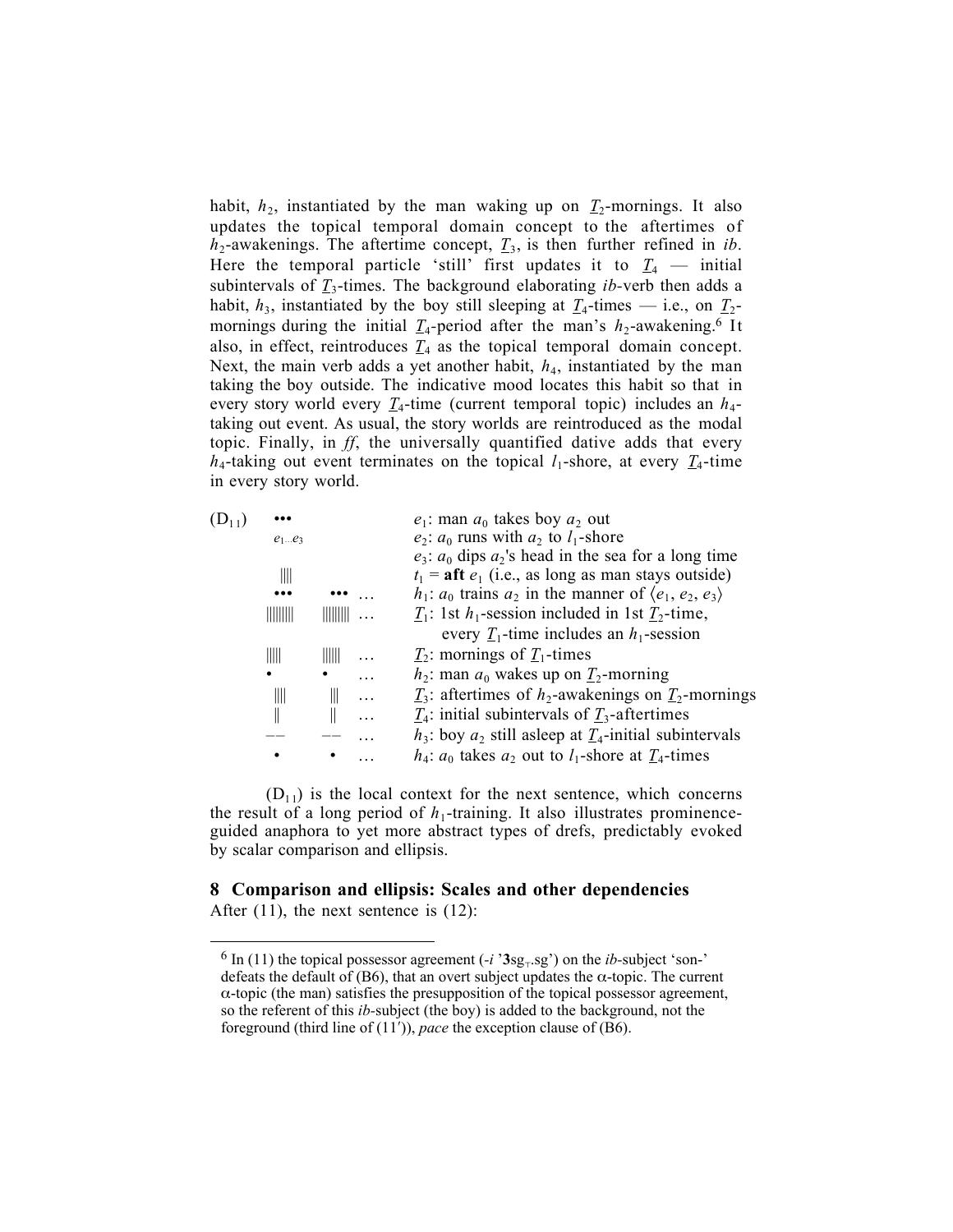habit, $h_2$, instantiated by the man waking up on $\underline{T}_2$-mornings. It also updates the topical temporal domain concept to the aftertimes of $h_2$-awakenings. The aftertime concept, $\underline{T}_3$, is then further refined in *ib*. Here the temporal particle 'still' first updates it to $\underline{T}_4$ — initial subintervals of $\underline{T}_3$-times. The background elaborating *ib*-verb then adds a habit, $h_3$, instantiated by the boy still sleeping at $\underline{T}_4$-times — i.e., on $\underline{T}_2$-mornings during the initial $\underline{T}_4$-period after the man's $h_2$-awakening.[6] It also, in effect, reintroduces $\underline{T}_4$ as the topical temporal domain concept. Next, the main verb adds a yet another habit, $h_4$, instantiated by the man taking the boy outside. The indicative mood locates this habit so that in every story world every $\underline{T}_4$-time (current temporal topic) includes an $h_4$-taking out event. As usual, the story worlds are reintroduced as the modal topic. Finally, in *ff*, the universally quantified dative adds that every $h_4$-taking out event terminates on the topical $l_1$-shore, at every $\underline{T}_4$-time in every story world.

| $(D_{11})$ | | | |
|---|---|---|---|
| ••• | | | $e_1$: man $a_0$ takes boy $a_2$ out |
| $e_1 \ldots e_3$ | | | $e_2$: $a_0$ runs with $a_2$ to $l_1$-shore |
| | | | $e_3$: $a_0$ dips $a_2$'s head in the sea for a long time |
| \|\|\|\| | | | $t_1$ = **aft** $e_1$ (i.e., as long as man stays outside) |
| ••• | ••• | … | $h_1$: $a_0$ trains $a_2$ in the manner of $\langle e_1, e_2, e_3 \rangle$ |
| \|\|\|\|\|\|\|\| | \|\|\|\|\|\|\|\| | … | $\underline{T}_1$: 1st $h_1$-session included in 1st $\underline{T}_2$-time, every $\underline{T}_1$-time includes an $h_1$-session |
| \|\|\|\|\| | \|\|\|\|\| | … | $\underline{T}_2$: mornings of $\underline{T}_1$-times |
| • | • | … | $h_2$: man $a_0$ wakes up on $\underline{T}_2$-morning |
| \|\|\|\| | \|\|\| | … | $\underline{T}_3$: aftertimes of $h_2$-awakenings on $\underline{T}_2$-mornings |
| \|\| | \|\| | … | $\underline{T}_4$: initial subintervals of $\underline{T}_3$-aftertimes |
| –– | –– | … | $h_3$: boy $a_2$ still asleep at $\underline{T}_4$-initial subintervals |
| • | • | … | $h_4$: $a_0$ takes $a_2$ out to $l_1$-shore at $\underline{T}_4$-times |

$(D_{11})$ is the local context for the next sentence, which concerns the result of a long period of $h_1$-training. It also illustrates prominence-guided anaphora to yet more abstract types of drefs, predictably evoked by scalar comparison and ellipsis.

## 8 Comparison and ellipsis: Scales and other dependencies

After (11), the next sentence is (12):

---

[6] In (11) the topical possessor agreement (*-i* '**3**$\mathrm{sg}_{\top}$.sg') on the *ib*-subject 'son-' defeats the default of (B6), that an overt subject updates the α-topic. The current α-topic (the man) satisfies the presupposition of the topical possessor agreement, so the referent of this *ib*-subject (the boy) is added to the background, not the foreground (third line of (11′)), *pace* the exception clause of (B6).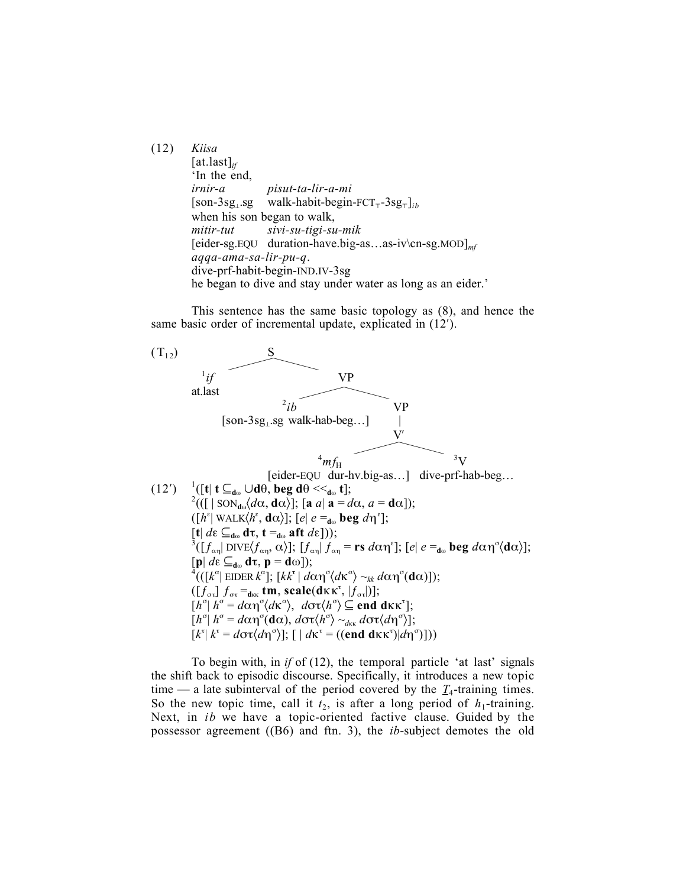(12) *Kiisa*
[at.last]$_{if}$
'In the end,
*irnir-a* *pisut-ta-lir-a-mi*
[son-3sg$_{\perp}$.sg walk-habit-begin-FCT$_{\top}$-3sg$_{\top}$]$_{ib}$
when his son began to walk,
*mitir-tut* *sivi-su-tigi-su-mik*
[eider-sg.EQU duration-have.big-as…as-iv\cn-sg.MOD]$_{mf}$
*aqqa-ama-sa-lir-pu-q*.
dive-prf-habit-begin-IND.IV-3sg
he began to dive and stay under water as long as an eider.'

This sentence has the same basic topology as (8), and hence the same basic order of incremental update, explicated in (12′).

($T_{12}$)

```
                    S
        ___________|___________
      ¹if                      VP
    at.last          __________|__________
                  ²ib                      VP
   [son-3sg⊥.sg walk-hab-beg…]             |
                                           V′
                                 __________|__________
                             ⁴mf_H                   ³V
                 [eider-EQU dur-hv.big-as…]   dive-prf-hab-beg…
```

(12′) $^{1}$($[\mathbf{t}|\ \mathbf{t} \subseteq_{\mathbf{d}\omega} \cup\mathbf{d}\theta,\ \mathbf{beg}\ \mathbf{d}\theta <<_{\mathbf{d}\omega} \mathbf{t}]$;
$^{2}$(($[\ |\ \text{SON}_{\mathbf{d}\omega}\langle d\alpha, \mathbf{d}\alpha\rangle]$; $[\mathbf{a}\ a|\ \mathbf{a} = d\alpha,\ a = \mathbf{d}\alpha]$);
($[h^{\varepsilon}|\ \text{WALK}\langle h^{\varepsilon}, \mathbf{d}\alpha\rangle]$; $[e|\ e =_{\mathbf{d}\omega} \mathbf{beg}\ d\eta^{\varepsilon}]$;
$[\mathbf{t}|\ d\varepsilon \subseteq_{\mathbf{d}\omega} \mathbf{d}\tau,\ \mathbf{t} =_{\mathbf{d}\omega} \mathbf{aft}\ d\varepsilon]$));
$^{3}$($[f_{\alpha\eta}|\ \text{DIVE}\langle f_{\alpha\eta}, \alpha\rangle]$; $[f_{\alpha\eta}|\ f_{\alpha\eta} = \mathbf{rs}\ d\alpha\eta^{\varepsilon}]$; $[e|\ e =_{\mathbf{d}\omega} \mathbf{beg}\ d\alpha\eta^{\sigma}\langle\mathbf{d}\alpha\rangle]$;
$[\mathbf{p}|\ d\varepsilon \subseteq_{\mathbf{d}\omega} \mathbf{d}\tau,\ \mathbf{p} = \mathbf{d}\omega]$);
$^{4}$(($[k^{\alpha}|\ \text{EIDER}\ k^{\alpha}]$; $[kk^{\tau}\ |\ d\alpha\eta^{\sigma}\langle d\kappa^{\alpha}\rangle \sim_{kk} d\alpha\eta^{\sigma}(\mathbf{d}\alpha)]$);
($[f_{\sigma\tau}]\ f_{\sigma\tau} =_{\mathbf{d}\kappa\kappa} \mathbf{tm},\ \mathbf{scale}(\mathbf{d}\kappa\kappa^{\tau}, |f_{\sigma\tau}|)]$;
$[h^{\sigma}|\ h^{\sigma} = d\alpha\eta^{\sigma}\langle d\kappa^{\alpha}\rangle,\ \ d\sigma\tau\langle h^{\sigma}\rangle \subseteq \mathbf{end}\ \mathbf{d}\kappa\kappa^{\tau}]$;
$[h^{\sigma}|\ h^{\sigma} = d\alpha\eta^{\sigma}(\mathbf{d}\alpha),\ d\sigma\tau\langle h^{\sigma}\rangle \sim_{d\kappa\kappa} d\sigma\tau\langle d\eta^{\sigma}\rangle]$;
$[k^{\tau}|\ k^{\tau} = d\sigma\tau\langle d\eta^{\sigma}\rangle]$; $[\ |\ d\kappa^{\tau} = ((\mathbf{end}\ \mathbf{d}\kappa\kappa^{\tau})|d\eta^{\sigma})]$))

To begin with, in *if* of (12), the temporal particle 'at last' signals the shift back to episodic discourse. Specifically, it introduces a new topic time — a late subinterval of the period covered by the $\underline{T}_4$-training times. So the new topic time, call it $t_2$, is after a long period of $h_1$-training. Next, in *ib* we have a topic-oriented factive clause. Guided by the possessor agreement ((B6) and ftn. 3), the *ib*-subject demotes the old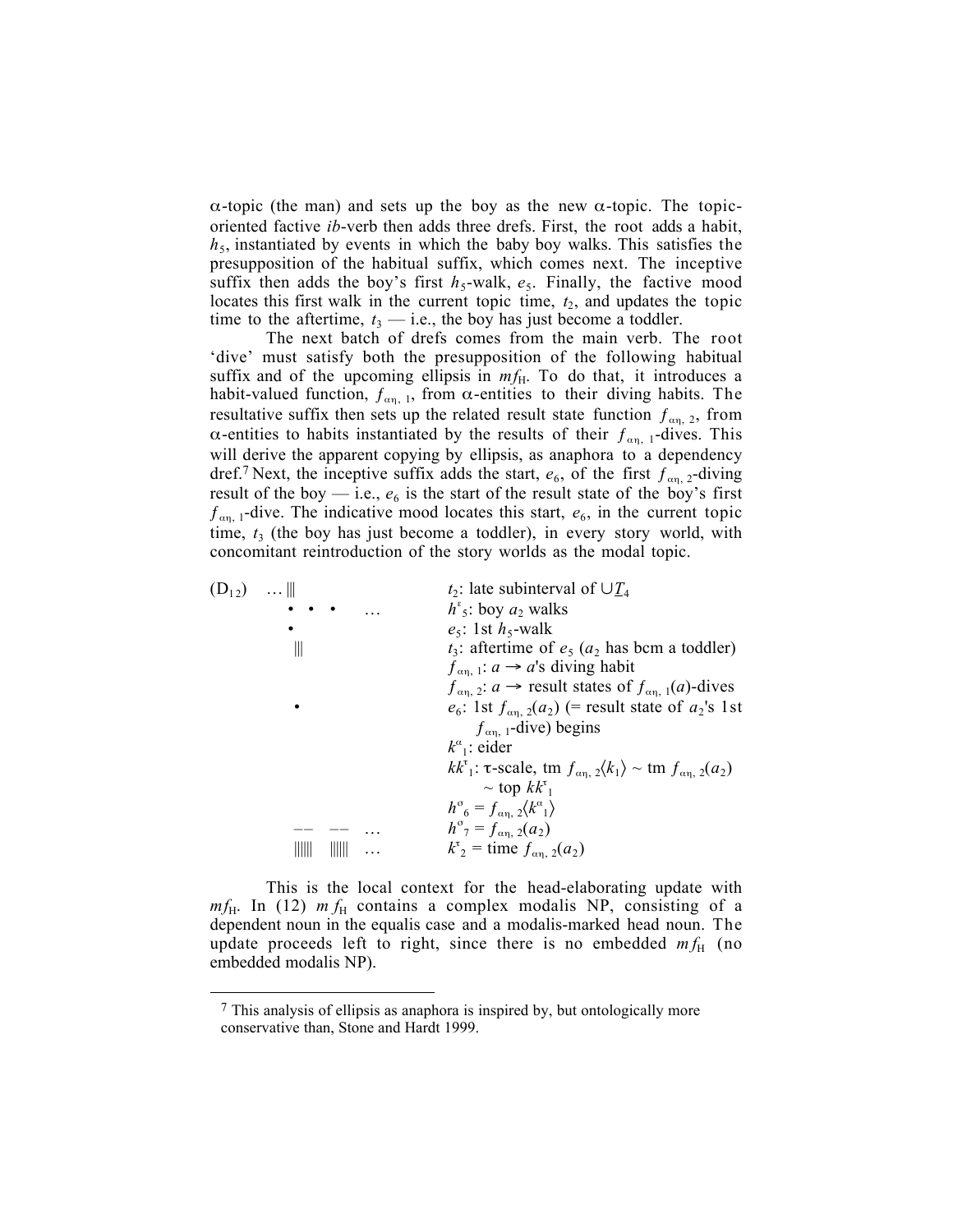$\alpha$-topic (the man) and sets up the boy as the new $\alpha$-topic. The topic-oriented factive *ib*-verb then adds three drefs. First, the root adds a habit, $h_5$, instantiated by events in which the baby boy walks. This satisfies the presupposition of the habitual suffix, which comes next. The inceptive suffix then adds the boy's first $h_5$-walk, $e_5$. Finally, the factive mood locates this first walk in the current topic time, $t_2$, and updates the topic time to the aftertime, $t_3$ — i.e., the boy has just become a toddler.

The next batch of drefs comes from the main verb. The root 'dive' must satisfy both the presupposition of the following habitual suffix and of the upcoming ellipsis in $mf_{\rm H}$. To do that, it introduces a habit-valued function, $f_{\alpha\eta,\,1}$, from $\alpha$-entities to their diving habits. The resultative suffix then sets up the related result state function $f_{\alpha\eta,\,2}$, from $\alpha$-entities to habits instantiated by the results of their $f_{\alpha\eta,\,1}$-dives. This will derive the apparent copying by ellipsis, as anaphora to a dependency dref.[7] Next, the inceptive suffix adds the start, $e_6$, of the first $f_{\alpha\eta,\,2}$-diving result of the boy — i.e., $e_6$ is the start of the result state of the boy's first $f_{\alpha\eta,\,1}$-dive. The indicative mood locates this start, $e_6$, in the current topic time, $t_3$ (the boy has just become a toddler), in every story world, with concomitant reintroduction of the story worlds as the modal topic.

(D$_{12}$)

| | |
|---|---|
| … ‖‖ | $t_2$: late subinterval of $\cup \underline{T}_4$ |
| • • • … | $h^{\varepsilon}_5$: boy $a_2$ walks |
| • | $e_5$: 1st $h_5$-walk |
| ‖‖ | $t_3$: aftertime of $e_5$ ($a_2$ has bcm a toddler) |
| | $f_{\alpha\eta,\,1}$: $a \rightarrow a$'s diving habit |
| | $f_{\alpha\eta,\,2}$: $a \rightarrow$ result states of $f_{\alpha\eta,\,1}(a)$-dives |
| • | $e_6$: 1st $f_{\alpha\eta,\,2}(a_2)$ (= result state of $a_2$'s 1st $f_{\alpha\eta,\,1}$-dive) begins |
| | $k^{\alpha}_1$: eider |
| | $kk^{\tau}_1$: $\tau$-scale, tm $f_{\alpha\eta,\,2}\langle k_1\rangle$ ~ tm $f_{\alpha\eta,\,2}(a_2)$ ~ top $kk^{\tau}_1$ |
| | $h^{\sigma}_6 = f_{\alpha\eta,\,2}\langle k^{\alpha}_1\rangle$ |
| –– –– … | $h^{\sigma}_7 = f_{\alpha\eta,\,2}(a_2)$ |
| ‖‖‖ ‖‖‖ … | $k^{\tau}_2$ = time $f_{\alpha\eta,\,2}(a_2)$ |

This is the local context for the head-elaborating update with $mf_{\rm H}$. In (12) $mf_{\rm H}$ contains a complex modalis NP, consisting of a dependent noun in the equalis case and a modalis-marked head noun. The update proceeds left to right, since there is no embedded $mf_{\rm H}$ (no embedded modalis NP).

[7] This analysis of ellipsis as anaphora is inspired by, but ontologically more conservative than, Stone and Hardt 1999.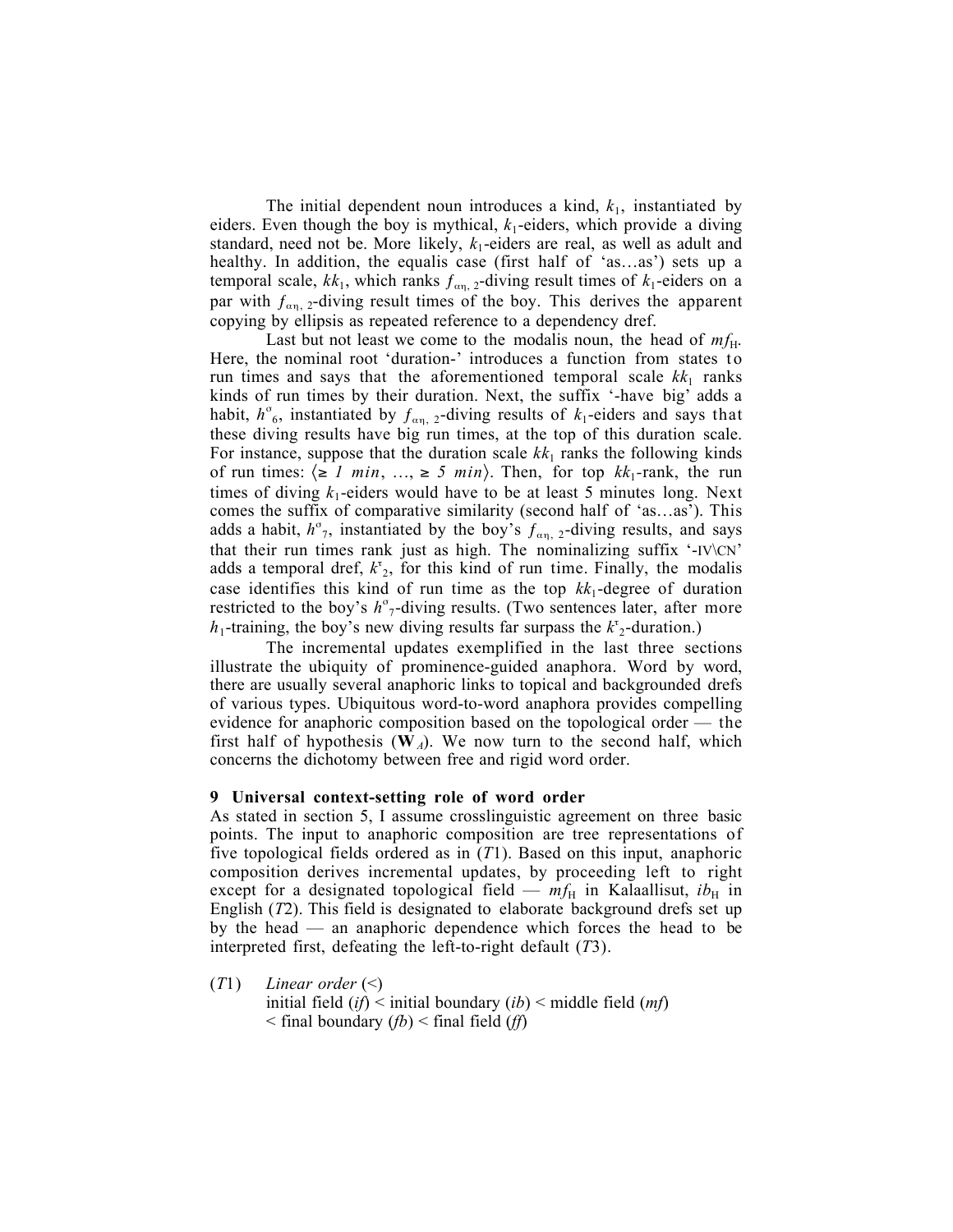The initial dependent noun introduces a kind, $k_1$, instantiated by eiders. Even though the boy is mythical, $k_1$-eiders, which provide a diving standard, need not be. More likely, $k_1$-eiders are real, as well as adult and healthy. In addition, the equalis case (first half of 'as…as') sets up a temporal scale, $kk_1$, which ranks $f_{\alpha\eta,\,2}$-diving result times of $k_1$-eiders on a par with $f_{\alpha\eta,\,2}$-diving result times of the boy. This derives the apparent copying by ellipsis as repeated reference to a dependency dref.

Last but not least we come to the modalis noun, the head of $mf_{\mathrm{H}}$. Here, the nominal root 'duration-' introduces a function from states to run times and says that the aforementioned temporal scale $kk_1$ ranks kinds of run times by their duration. Next, the suffix '-have big' adds a habit, $h^{\sigma}{}_6$, instantiated by $f_{\alpha\eta,\,2}$-diving results of $k_1$-eiders and says that these diving results have big run times, at the top of this duration scale. For instance, suppose that the duration scale $kk_1$ ranks the following kinds of run times: $\langle \geq 1\ min,\ \ldots,\ \geq 5\ min \rangle$. Then, for top $kk_1$-rank, the run times of diving $k_1$-eiders would have to be at least 5 minutes long. Next comes the suffix of comparative similarity (second half of 'as…as'). This adds a habit, $h^{\sigma}{}_7$, instantiated by the boy's $f_{\alpha\eta,\,2}$-diving results, and says that their run times rank just as high. The nominalizing suffix '-IV\CN' adds a temporal dref, $k^{\tau}{}_2$, for this kind of run time. Finally, the modalis case identifies this kind of run time as the top $kk_1$-degree of duration restricted to the boy's $h^{\sigma}{}_7$-diving results. (Two sentences later, after more $h_1$-training, the boy's new diving results far surpass the $k^{\tau}{}_2$-duration.)

The incremental updates exemplified in the last three sections illustrate the ubiquity of prominence-guided anaphora. Word by word, there are usually several anaphoric links to topical and backgrounded drefs of various types. Ubiquitous word-to-word anaphora provides compelling evidence for anaphoric composition based on the topological order — the first half of hypothesis ($\mathbf{W}_A$). We now turn to the second half, which concerns the dichotomy between free and rigid word order.

## 9 Universal context-setting role of word order

As stated in section 5, I assume crosslinguistic agreement on three basic points. The input to anaphoric composition are tree representations of five topological fields ordered as in (*T*1). Based on this input, anaphoric composition derives incremental updates, by proceeding left to right except for a designated topological field — $mf_{\mathrm{H}}$ in Kalaallisut, $ib_{\mathrm{H}}$ in English (*T*2). This field is designated to elaborate background drefs set up by the head — an anaphoric dependence which forces the head to be interpreted first, defeating the left-to-right default (*T*3).

(*T*1) *Linear order* (<)
initial field (*if*) < initial boundary (*ib*) < middle field (*mf*)
< final boundary (*fb*) < final field (*ff*)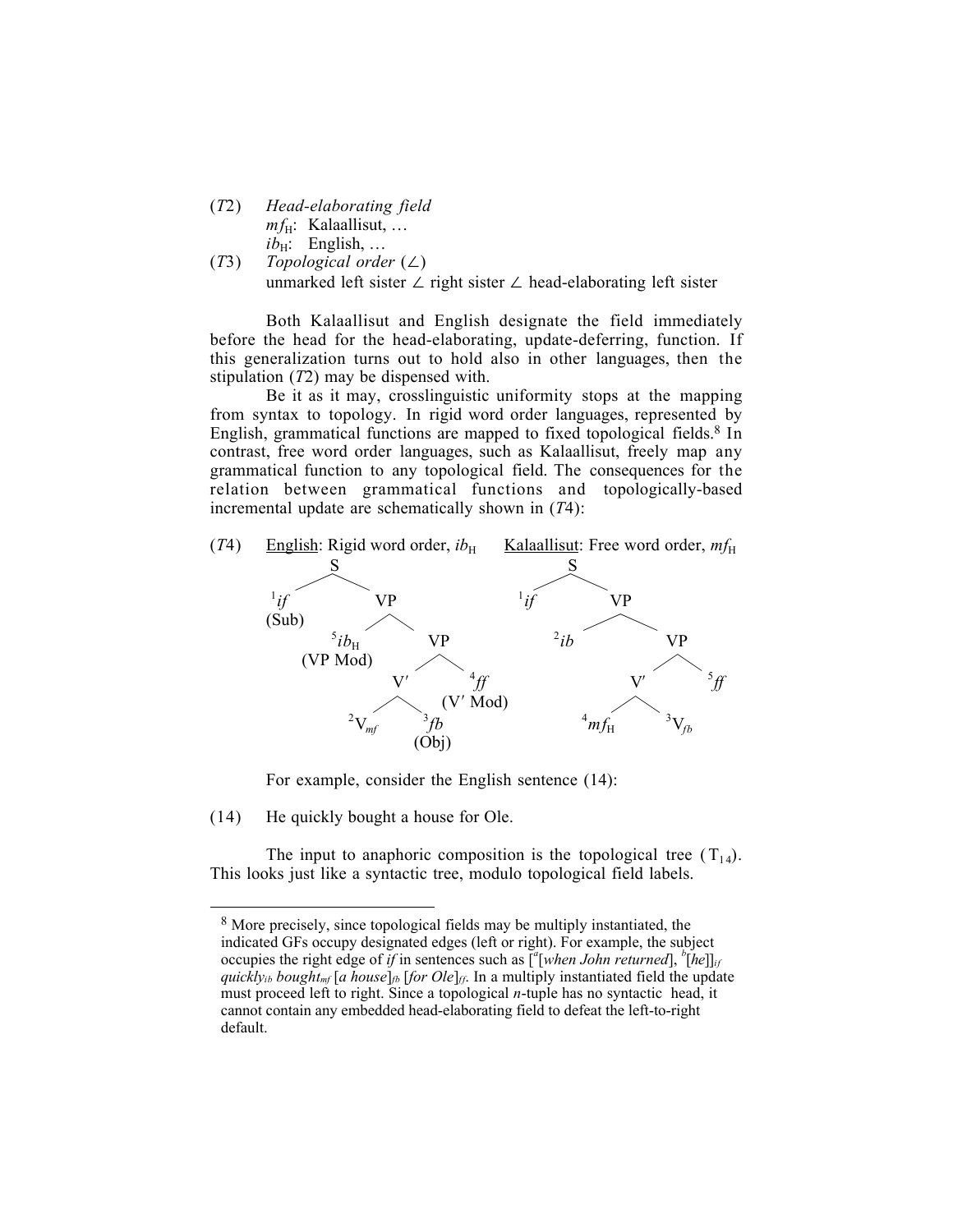(*T*2) *Head-elaborating field*
$mf_H$: Kalaallisut, …
$ib_H$: English, …

(*T*3) *Topological order* (∠)
unmarked left sister ∠ right sister ∠ head-elaborating left sister

Both Kalaallisut and English designate the field immediately before the head for the head-elaborating, update-deferring, function. If this generalization turns out to hold also in other languages, then the stipulation (*T*2) may be dispensed with.

Be it as it may, crosslinguistic uniformity stops at the mapping from syntax to topology. In rigid word order languages, represented by English, grammatical functions are mapped to fixed topological fields.[8] In contrast, free word order languages, such as Kalaallisut, freely map any grammatical function to any topological field. The consequences for the relation between grammatical functions and topologically-based incremental update are schematically shown in (*T*4):

(*T*4) English: Rigid word order, $ib_H$ — Kalaallisut: Free word order, $mf_H$

English:

```
S
├── ¹if (Sub)
└── VP
    ├── ⁵ib_H (VP Mod)
    └── VP
        ├── V′
        │   ├── ²V_mf
        │   └── ³fb (Obj)
        └── ⁴ff (V′ Mod)
```

Kalaallisut:

```
S
├── ¹if
└── VP
    ├── ²ib
    └── VP
        ├── V′
        │   ├── ⁴mf_H
        │   └── ³V_fb
        └── ⁵ff
```

For example, consider the English sentence (14):

(14) He quickly bought a house for Ole.

The input to anaphoric composition is the topological tree ($T_{14}$). This looks just like a syntactic tree, modulo topological field labels.

---

[8] More precisely, since topological fields may be multiply instantiated, the indicated GFs occupy designated edges (left or right). For example, the subject occupies the right edge of *if* in sentences such as $[^a$[*when John returned*], $^b$[*he*]$]_{if}$ *quickly*$_{ib}$ *bought*$_{mf}$ [*a house*]$_{fb}$ [*for Ole*]$_{ff}$. In a multiply instantiated field the update must proceed left to right. Since a topological *n*-tuple has no syntactic head, it cannot contain any embedded head-elaborating field to defeat the left-to-right default.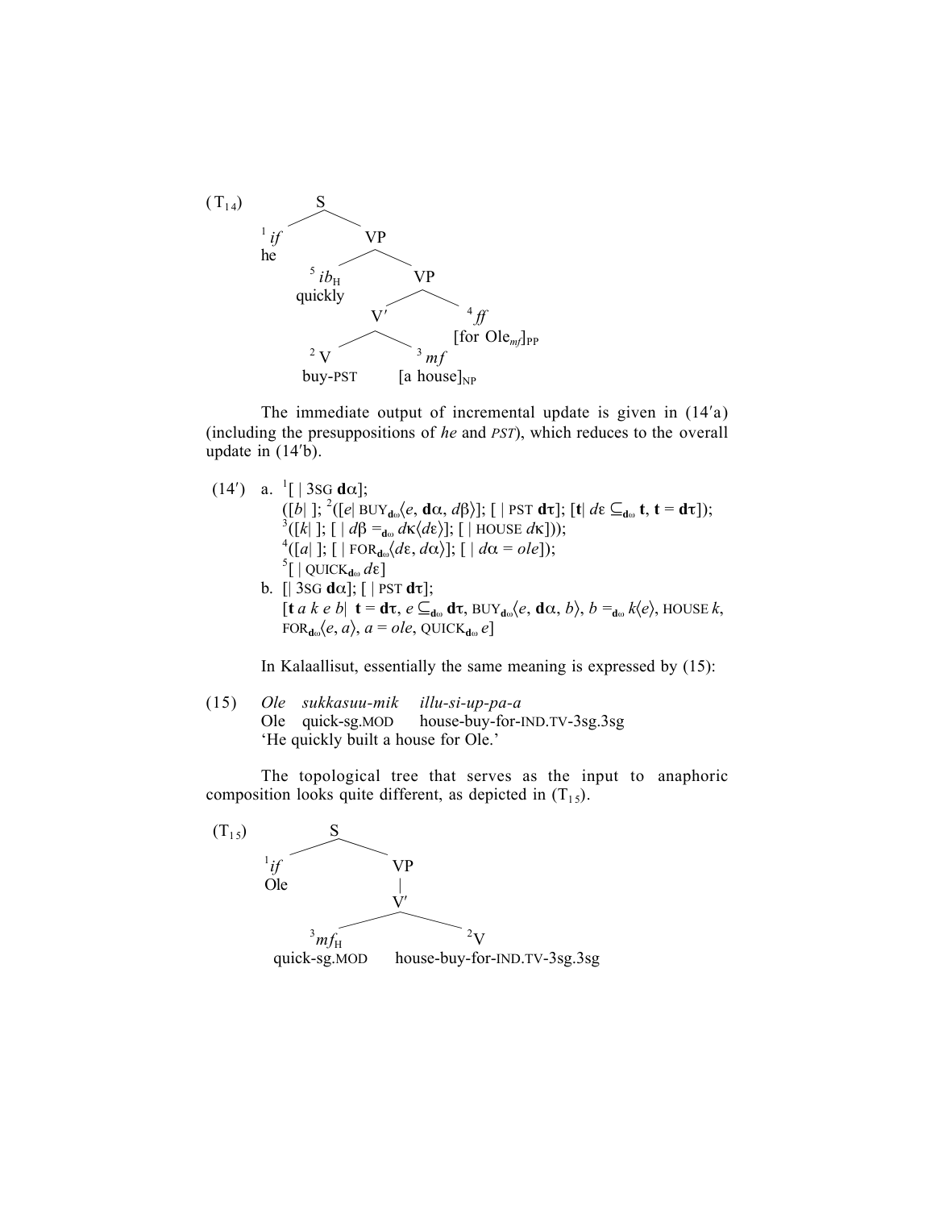($T_{14}$)

```
                S
         ______|______
    ¹if               VP
    he          ______|______
           ⁵ib_H             VP
           quickly     ______|______
                     V′             ⁴ff
                 ____|____          [for Ole_mf]_PP
              ²V          ³mf
           buy-PST     [a house]_NP
```

The immediate output of incremental update is given in (14′a) (including the presuppositions of *he* and *PST*), which reduces to the overall update in (14′b).

(14′) a. $^{1}$[ | 3SG $\mathbf{d}\alpha$];
$([b|\ ];\ ^{2}([e|\ \text{BUY}_{\mathbf{d}\omega}\langle e, \mathbf{d}\alpha, d\beta\rangle];\ [\ |\ \text{PST}\ \mathbf{d}\tau];\ [\mathbf{t}|\ d\varepsilon \subseteq_{\mathbf{d}\omega} \mathbf{t}, \mathbf{t} = \mathbf{d}\tau]);$
$^{3}([k|\ ];\ [\ |\ d\beta =_{\mathbf{d}\omega} d\kappa\langle d\varepsilon\rangle];\ [\ |\ \text{HOUSE}\ d\kappa]));$
$^{4}([a|\ ];\ [\ |\ \text{FOR}_{\mathbf{d}\omega}\langle d\varepsilon, d\alpha\rangle];\ [\ |\ d\alpha = ole]);$
$^{5}[\ |\ \text{QUICK}_{\mathbf{d}\omega}\ d\varepsilon]$

b. $[|\ \text{3SG}\ \mathbf{d}\alpha];\ [\ |\ \text{PST}\ \mathbf{d}\tau];$
$[\mathbf{t}\ a\ k\ e\ b|\ \ \mathbf{t} = \mathbf{d}\tau,\ e \subseteq_{\mathbf{d}\omega} \mathbf{d}\tau,\ \text{BUY}_{\mathbf{d}\omega}\langle e, \mathbf{d}\alpha, b\rangle,\ b =_{\mathbf{d}\omega} k\langle e\rangle,\ \text{HOUSE}\ k,$
$\text{FOR}_{\mathbf{d}\omega}\langle e, a\rangle,\ a = ole,\ \text{QUICK}_{\mathbf{d}\omega}\ e]$

In Kalaallisut, essentially the same meaning is expressed by (15):

(15) *Ole sukkasuu-mik illu-si-up-pa-a*
Ole quick-sg.MOD house-buy-for-IND.TV-3sg.3sg
'He quickly built a house for Ole.'

The topological tree that serves as the input to anaphoric composition looks quite different, as depicted in ($T_{15}$).

($T_{15}$)

```
              S
       _______|_______
   ¹if                VP
   Ole                |
                      V′
              ________|________
         ³mf_H                 ²V
     quick-sg.MOD     house-buy-for-IND.TV-3sg.3sg
```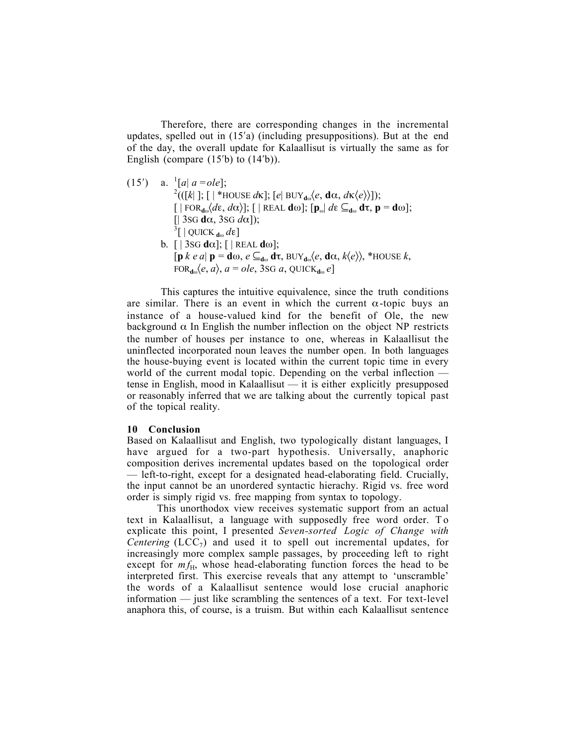Therefore, there are corresponding changes in the incremental updates, spelled out in (15′a) (including presuppositions). But at the end of the day, the overall update for Kalaallisut is virtually the same as for English (compare (15′b) to (14′b)).

(15′) a. $^{1}[a|\ a = ole]$;
$^{2}(([k|\ ];\ [\ |\ \text{*HOUSE}\ d\kappa];\ [e|\ \text{BUY}_{\mathbf{d}\omega}\langle e,\ \mathbf{d}\alpha,\ d\kappa\langle e\rangle\rangle]);$
$[\ |\ \text{FOR}_{\mathbf{d}\omega}\langle d\varepsilon,\ d\alpha\rangle];\ [\ |\ \text{REAL}\ \mathbf{d}\omega];\ [\mathbf{p}_{\omega}|\ d\varepsilon \subseteq_{\mathbf{d}\omega} \mathbf{d}\tau,\ \mathbf{p} = \mathbf{d}\omega];$
$[|\ \text{3SG}\ \mathbf{d}\alpha,\ \text{3SG}\ d\alpha]);$
$^{3}[\ |\ \text{QUICK}_{\mathbf{d}\omega}\ d\varepsilon]$

b. $[\ |\ \text{3SG}\ \mathbf{d}\alpha];\ [\ |\ \text{REAL}\ \mathbf{d}\omega];$
$[\mathbf{p}\ k\ e\ a|\ \mathbf{p} = \mathbf{d}\omega,\ e \subseteq_{\mathbf{d}\omega} \mathbf{d}\tau,\ \text{BUY}_{\mathbf{d}\omega}\langle e,\ \mathbf{d}\alpha,\ k\langle e\rangle\rangle,\ \text{*HOUSE}\ k,$
$\text{FOR}_{\mathbf{d}\omega}\langle e,\ a\rangle,\ a = ole,\ \text{3SG}\ a,\ \text{QUICK}_{\mathbf{d}\omega}\ e]$

This captures the intuitive equivalence, since the truth conditions are similar. There is an event in which the current $\alpha$-topic buys an instance of a house-valued kind for the benefit of Ole, the new background $\alpha$ In English the number inflection on the object NP restricts the number of houses per instance to one, whereas in Kalaallisut the uninflected incorporated noun leaves the number open. In both languages the house-buying event is located within the current topic time in every world of the current modal topic. Depending on the verbal inflection — tense in English, mood in Kalaallisut — it is either explicitly presupposed or reasonably inferred that we are talking about the currently topical past of the topical reality.

## 10 Conclusion

Based on Kalaallisut and English, two typologically distant languages, I have argued for a two-part hypothesis. Universally, anaphoric composition derives incremental updates based on the topological order — left-to-right, except for a designated head-elaborating field. Crucially, the input cannot be an unordered syntactic hierachy. Rigid vs. free word order is simply rigid vs. free mapping from syntax to topology.

This unorthodox view receives systematic support from an actual text in Kalaallisut, a language with supposedly free word order. To explicate this point, I presented *Seven-sorted Logic of Change with Centering* ($\text{LCC}_7$) and used it to spell out incremental updates, for increasingly more complex sample passages, by proceeding left to right except for $mf_{\text{H}}$, whose head-elaborating function forces the head to be interpreted first. This exercise reveals that any attempt to 'unscramble' the words of a Kalaallisut sentence would lose crucial anaphoric information — just like scrambling the sentences of a text. For text-level anaphora this, of course, is a truism. But within each Kalaallisut sentence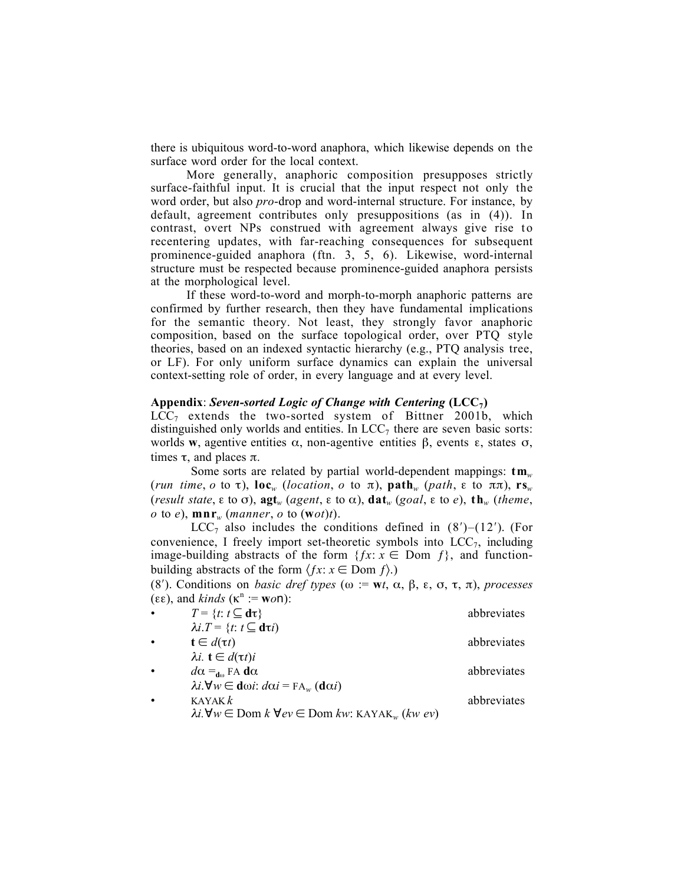there is ubiquitous word-to-word anaphora, which likewise depends on the surface word order for the local context.

More generally, anaphoric composition presupposes strictly surface-faithful input. It is crucial that the input respect not only the word order, but also *pro*-drop and word-internal structure. For instance, by default, agreement contributes only presuppositions (as in (4)). In contrast, overt NPs construed with agreement always give rise to recentering updates, with far-reaching consequences for subsequent prominence-guided anaphora (ftn. 3, 5, 6). Likewise, word-internal structure must be respected because prominence-guided anaphora persists at the morphological level.

If these word-to-word and morph-to-morph anaphoric patterns are confirmed by further research, then they have fundamental implications for the semantic theory. Not least, they strongly favor anaphoric composition, based on the surface topological order, over PTQ style theories, based on an indexed syntactic hierarchy (e.g., PTQ analysis tree, or LF). For only uniform surface dynamics can explain the universal context-setting role of order, in every language and at every level.

## Appendix: *Seven-sorted Logic of Change with Centering* ($\mathbf{LCC_7}$)

$LCC_7$ extends the two-sorted system of Bittner 2001b, which distinguished only worlds and entities. In $LCC_7$ there are seven basic sorts: worlds $\mathbf{w}$, agentive entities $\alpha$, non-agentive entities $\beta$, events $\varepsilon$, states $\sigma$, times $\tau$, and places $\pi$.

Some sorts are related by partial world-dependent mappings: $\mathbf{tm}_w$ (*run time*, $o$ to $\tau$), $\mathbf{loc}_w$ (*location*, $o$ to $\pi$), $\mathbf{path}_w$ (*path*, $\varepsilon$ to $\pi\pi$), $\mathbf{rs}_w$ (*result state*, $\varepsilon$ to $\sigma$), $\mathbf{agt}_w$ (*agent*, $\varepsilon$ to $\alpha$), $\mathbf{dat}_w$ (*goal*, $\varepsilon$ to $e$), $\mathbf{th}_w$ (*theme*, $o$ to $e$), $\mathbf{mnr}_w$ (*manner*, $o$ to $(\mathbf{w}ot)t$).

$LCC_7$ also includes the conditions defined in (8′)–(12′). (For convenience, I freely import set-theoretic symbols into $LCC_7$, including image-building abstracts of the form $\{fx: x \in \text{Dom } f\}$, and function-building abstracts of the form $\langle fx: x \in \text{Dom } f\rangle$.)

(8′). Conditions on *basic dref types* ($\omega := \mathbf{w}t, \alpha, \beta, \varepsilon, \sigma, \tau, \pi$), *processes* ($\varepsilon\varepsilon$), and *kinds* ($\kappa^n := \mathbf{w}o\mathsf{n}$):

- $T = \{t: t \subseteq \mathbf{d}\tau\}$ abbreviates
  $\lambda i.T = \{t: t \subseteq \mathbf{d}\tau i\}$
- $\mathbf{t} \in d(\tau t)$ abbreviates
  $\lambda i.\ \mathbf{t} \in d(\tau t)i$
- $d\alpha =_{\mathbf{d}\omega} \text{FA}\ \mathbf{d}\alpha$ abbreviates
  $\lambda i.\forall w \in \mathbf{d}\omega i: d\alpha i = \text{FA}_w\ (\mathbf{d}\alpha i)$
- $\text{KAYAK}\ k$ abbreviates
  $\lambda i.\forall w \in \text{Dom } k\ \forall ev \in \text{Dom } kw: \text{KAYAK}_w\ (kw\ ev)$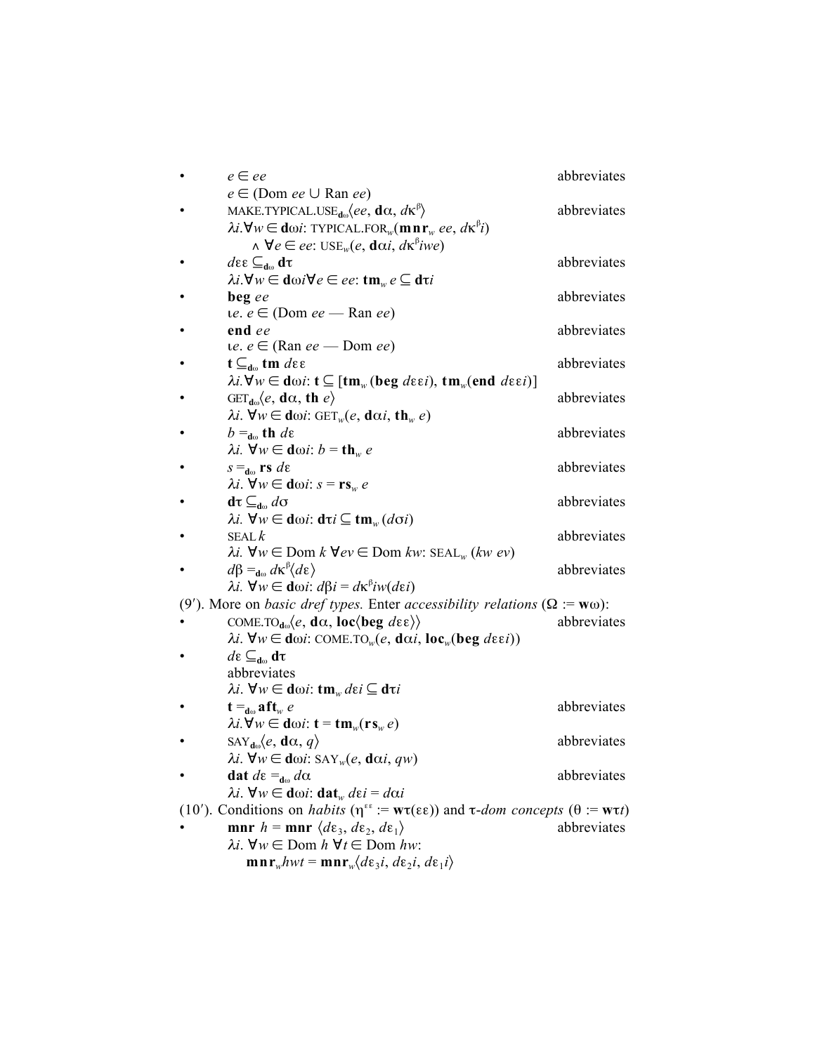- $e \in ee$ abbreviates
  $e \in (\text{Dom } ee \cup \text{Ran } ee)$
- $\text{MAKE.TYPICAL.USE}_{\mathbf{d}\omega}\langle ee, \mathbf{d}\alpha, d\kappa^{\beta}\rangle$ abbreviates
  $\lambda i. \forall w \in \mathbf{d}\omega i$: $\text{TYPICAL.FOR}_w(\mathbf{mnr}_w\ ee, d\kappa^{\beta}i)$
  $\quad \wedge\ \forall e \in ee$: $\text{USE}_w(e, \mathbf{d}\alpha i, d\kappa^{\beta}iwe)$
- $d\varepsilon\varepsilon \subseteq_{\mathbf{d}\omega} \mathbf{d}\tau$ abbreviates
  $\lambda i. \forall w \in \mathbf{d}\omega i \forall e \in ee$: $\mathbf{tm}_w\ e \subseteq \mathbf{d}\tau i$
- $\mathbf{beg}\ ee$ abbreviates
  $\iota e.\ e \in (\text{Dom } ee - \text{Ran } ee)$
- $\mathbf{end}\ ee$ abbreviates
  $\iota e.\ e \in (\text{Ran } ee - \text{Dom } ee)$
- $\mathbf{t} \subseteq_{\mathbf{d}\omega} \mathbf{tm}\ d\varepsilon\varepsilon$ abbreviates
  $\lambda i. \forall w \in \mathbf{d}\omega i$: $\mathbf{t} \subseteq [\mathbf{tm}_w(\mathbf{beg}\ d\varepsilon\varepsilon i), \mathbf{tm}_w(\mathbf{end}\ d\varepsilon\varepsilon i)]$
- $\text{GET}_{\mathbf{d}\omega}\langle e, \mathbf{d}\alpha, \mathbf{th}\ e\rangle$ abbreviates
  $\lambda i.\ \forall w \in \mathbf{d}\omega i$: $\text{GET}_w(e, \mathbf{d}\alpha i, \mathbf{th}_w\ e)$
- $b =_{\mathbf{d}\omega} \mathbf{th}\ d\varepsilon$ abbreviates
  $\lambda i.\ \forall w \in \mathbf{d}\omega i$: $b = \mathbf{th}_w\ e$
- $s =_{\mathbf{d}\omega} \mathbf{rs}\ d\varepsilon$ abbreviates
  $\lambda i.\ \forall w \in \mathbf{d}\omega i$: $s = \mathbf{rs}_w\ e$
- $\mathbf{d}\tau \subseteq_{\mathbf{d}\omega} d\sigma$ abbreviates
  $\lambda i.\ \forall w \in \mathbf{d}\omega i$: $\mathbf{d}\tau i \subseteq \mathbf{tm}_w\,(d\sigma i)$
- $\text{SEAL}\ k$ abbreviates
  $\lambda i.\ \forall w \in \text{Dom } k\ \forall ev \in \text{Dom } kw$: $\text{SEAL}_w\,(kw\ ev)$
- $d\beta =_{\mathbf{d}\omega} d\kappa^{\beta}\langle d\varepsilon\rangle$ abbreviates
  $\lambda i.\ \forall w \in \mathbf{d}\omega i$: $d\beta i = d\kappa^{\beta}iw(d\varepsilon i)$

(9′). More on *basic dref types.* Enter *accessibility relations* ($\Omega := \mathbf{w}\omega$):

- $\text{COME.TO}_{\mathbf{d}\omega}\langle e, \mathbf{d}\alpha, \mathbf{loc}\langle\mathbf{beg}\ d\varepsilon\varepsilon\rangle\rangle$ abbreviates
  $\lambda i.\ \forall w \in \mathbf{d}\omega i$: $\text{COME.TO}_w(e, \mathbf{d}\alpha i, \mathbf{loc}_w(\mathbf{beg}\ d\varepsilon\varepsilon i))$
- $d\varepsilon \subseteq_{\mathbf{d}\omega} \mathbf{d}\tau$
  abbreviates
  $\lambda i.\ \forall w \in \mathbf{d}\omega i$: $\mathbf{tm}_w\ d\varepsilon i \subseteq \mathbf{d}\tau i$
- $\mathbf{t} =_{\mathbf{d}\omega} \mathbf{aft}_w\ e$ abbreviates
  $\lambda i. \forall w \in \mathbf{d}\omega i$: $\mathbf{t} = \mathbf{tm}_w(\mathbf{rs}_w\ e)$
- $\text{SAY}_{\mathbf{d}\omega}\langle e, \mathbf{d}\alpha, q\rangle$ abbreviates
  $\lambda i.\ \forall w \in \mathbf{d}\omega i$: $\text{SAY}_w(e, \mathbf{d}\alpha i, qw)$
- $\mathbf{dat}\ d\varepsilon =_{\mathbf{d}\omega} d\alpha$ abbreviates
  $\lambda i.\ \forall w \in \mathbf{d}\omega i$: $\mathbf{dat}_w\ d\varepsilon i = d\alpha i$

(10′). Conditions on *habits* ($\eta^{\varepsilon\varepsilon} := \mathbf{w}\tau(\varepsilon\varepsilon)$) and $\tau$-*dom concepts* ($\theta := \mathbf{w}\tau t$)

- $\mathbf{mnr}\ h = \mathbf{mnr}\ \langle d\varepsilon_3, d\varepsilon_2, d\varepsilon_1\rangle$ abbreviates
  $\lambda i.\ \forall w \in \text{Dom } h\ \forall t \in \text{Dom } hw$:
  $\quad \mathbf{mnr}_w hwt = \mathbf{mnr}_w\langle d\varepsilon_3 i, d\varepsilon_2 i, d\varepsilon_1 i\rangle$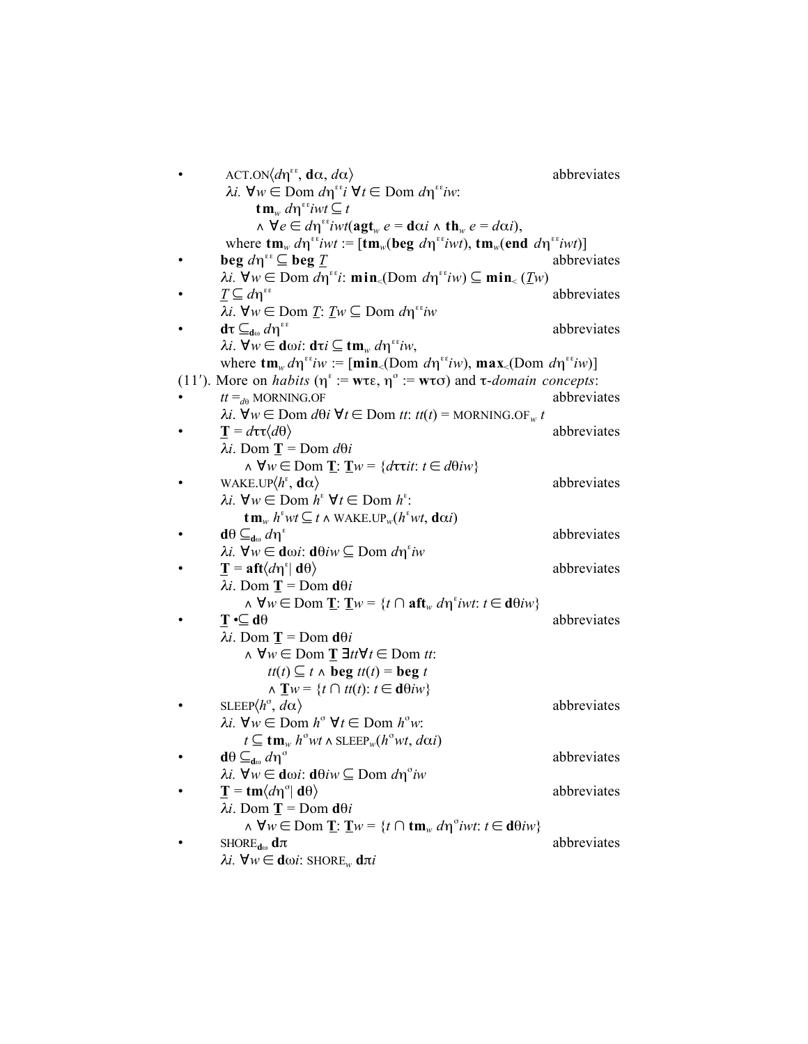- $\text{ACT.ON}\langle d\eta^{\varepsilon\varepsilon}, \mathbf{d}\alpha, d\alpha\rangle$ abbreviates
  $\lambda i.\ \forall w \in \text{Dom}\ d\eta^{\varepsilon\varepsilon}i\ \forall t \in \text{Dom}\ d\eta^{\varepsilon\varepsilon}iw$:
  $\quad \mathbf{tm}_w\ d\eta^{\varepsilon\varepsilon}iwt \subseteq t$
  $\quad \wedge\ \forall e \in d\eta^{\varepsilon\varepsilon}iwt(\mathbf{agt}_w\ e = \mathbf{d}\alpha i \wedge \mathbf{th}_w\ e = d\alpha i)$,
  where $\mathbf{tm}_w\ d\eta^{\varepsilon\varepsilon}iwt := [\mathbf{tm}_w(\mathbf{beg}\ d\eta^{\varepsilon\varepsilon}iwt), \mathbf{tm}_w(\mathbf{end}\ d\eta^{\varepsilon\varepsilon}iwt)]$
- $\mathbf{beg}\ d\eta^{\varepsilon\varepsilon} \subseteq \mathbf{beg}\ \underline{T}$ abbreviates
  $\lambda i.\ \forall w \in \text{Dom}\ d\eta^{\varepsilon\varepsilon}i$: $\mathbf{min}_<(\text{Dom}\ d\eta^{\varepsilon\varepsilon}iw) \subseteq \mathbf{min}_<(\underline{T}w)$
- $\underline{T} \subseteq d\eta^{\varepsilon\varepsilon}$ abbreviates
  $\lambda i.\ \forall w \in \text{Dom}\ \underline{T}$: $\underline{T}w \subseteq \text{Dom}\ d\eta^{\varepsilon\varepsilon}iw$
- $\mathbf{d}\tau \subseteq_{\mathbf{d}\omega} d\eta^{\varepsilon\varepsilon}$ abbreviates
  $\lambda i.\ \forall w \in \mathbf{d}\omega i$: $\mathbf{d}\tau i \subseteq \mathbf{tm}_w\ d\eta^{\varepsilon\varepsilon}iw$,
  where $\mathbf{tm}_w\ d\eta^{\varepsilon\varepsilon}iw := [\mathbf{min}_<(\text{Dom}\ d\eta^{\varepsilon\varepsilon}iw), \mathbf{max}_<(\text{Dom}\ d\eta^{\varepsilon\varepsilon}iw)]$

(11′). More on *habits* ($\eta^{\varepsilon} := \mathbf{w}\tau\varepsilon$, $\eta^{\sigma} := \mathbf{w}\tau\sigma$) and $\tau$-*domain concepts*:

- $tt =_{d\theta} \text{MORNING.OF}$ abbreviates
  $\lambda i.\ \forall w \in \text{Dom}\ d\theta i\ \forall t \in \text{Dom}\ tt$: $tt(t) = \text{MORNING.OF}_w\ t$
- $\underline{\mathbf{T}} = d\tau\tau\langle d\theta\rangle$ abbreviates
  $\lambda i.\ \text{Dom}\ \underline{\mathbf{T}} = \text{Dom}\ d\theta i$
  $\quad \wedge\ \forall w \in \text{Dom}\ \underline{\mathbf{T}}$: $\underline{\mathbf{T}}w = \{d\tau\tau it: t \in d\theta iw\}$
- $\text{WAKE.UP}\langle h^{\varepsilon}, \mathbf{d}\alpha\rangle$ abbreviates
  $\lambda i.\ \forall w \in \text{Dom}\ h^{\varepsilon}\ \forall t \in \text{Dom}\ h^{\varepsilon}$:
  $\quad \mathbf{tm}_w\ h^{\varepsilon}wt \subseteq t \wedge \text{WAKE.UP}_w(h^{\varepsilon}wt, \mathbf{d}\alpha i)$
- $\mathbf{d}\theta \subseteq_{\mathbf{d}\omega} d\eta^{\varepsilon}$ abbreviates
  $\lambda i.\ \forall w \in \mathbf{d}\omega i$: $\mathbf{d}\theta iw \subseteq \text{Dom}\ d\eta^{\varepsilon}iw$
- $\underline{\mathbf{T}} = \mathbf{aft}\langle d\eta^{\varepsilon} |\ \mathbf{d}\theta\rangle$ abbreviates
  $\lambda i.\ \text{Dom}\ \underline{\mathbf{T}} = \text{Dom}\ \mathbf{d}\theta i$
  $\quad \wedge\ \forall w \in \text{Dom}\ \underline{\mathbf{T}}$: $\underline{\mathbf{T}}w = \{t \cap \mathbf{aft}_w\ d\eta^{\varepsilon}iwt: t \in \mathbf{d}\theta iw\}$
- $\underline{\mathbf{T}} \bullet\!\subseteq \mathbf{d}\theta$ abbreviates
  $\lambda i.\ \text{Dom}\ \underline{\mathbf{T}} = \text{Dom}\ \mathbf{d}\theta i$
  $\quad \wedge\ \forall w \in \text{Dom}\ \underline{\mathbf{T}}\ \exists tt \forall t \in \text{Dom}\ tt$:
  $\quad\quad tt(t) \subseteq t \wedge \mathbf{beg}\ tt(t) = \mathbf{beg}\ t$
  $\quad\quad \wedge\ \underline{\mathbf{T}}w = \{t \cap tt(t): t \in \mathbf{d}\theta iw\}$
- $\text{SLEEP}\langle h^{\sigma}, d\alpha\rangle$ abbreviates
  $\lambda i.\ \forall w \in \text{Dom}\ h^{\sigma}\ \forall t \in \text{Dom}\ h^{\sigma}w$:
  $\quad t \subseteq \mathbf{tm}_w\ h^{\sigma}wt \wedge \text{SLEEP}_w(h^{\sigma}wt, d\alpha i)$
- $\mathbf{d}\theta \subseteq_{\mathbf{d}\omega} d\eta^{\sigma}$ abbreviates
  $\lambda i.\ \forall w \in \mathbf{d}\omega i$: $\mathbf{d}\theta iw \subseteq \text{Dom}\ d\eta^{\sigma}iw$
- $\underline{\mathbf{T}} = \mathbf{tm}\langle d\eta^{\sigma} |\ \mathbf{d}\theta\rangle$ abbreviates
  $\lambda i.\ \text{Dom}\ \underline{\mathbf{T}} = \text{Dom}\ \mathbf{d}\theta i$
  $\quad \wedge\ \forall w \in \text{Dom}\ \underline{\mathbf{T}}$: $\underline{\mathbf{T}}w = \{t \cap \mathbf{tm}_w\ d\eta^{\sigma}iwt: t \in \mathbf{d}\theta iw\}$
- $\text{SHORE}_{\mathbf{d}\omega}\ \mathbf{d}\pi$ abbreviates
  $\lambda i.\ \forall w \in \mathbf{d}\omega i$: $\text{SHORE}_w\ \mathbf{d}\pi i$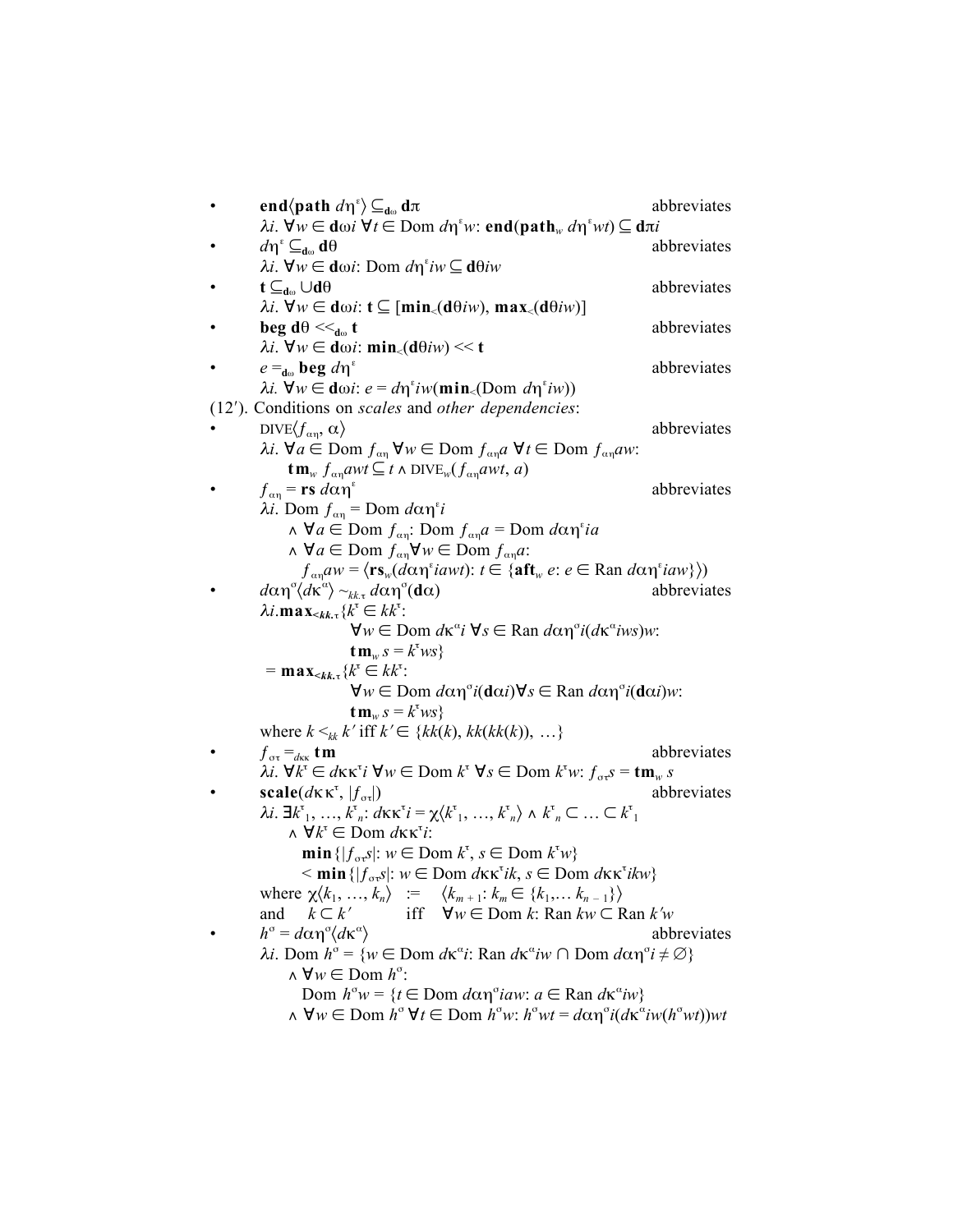- $\mathbf{end}\langle\mathbf{path}\ d\eta^{\varepsilon}\rangle \subseteq_{\mathbf{d}\omega} \mathbf{d}\pi$ abbreviates
  $\lambda i.\ \forall w \in \mathbf{d}\omega i\ \forall t \in \text{Dom}\ d\eta^{\varepsilon}w$: $\mathbf{end}(\mathbf{path}_w\ d\eta^{\varepsilon}wt) \subseteq \mathbf{d}\pi i$
- $d\eta^{\varepsilon} \subseteq_{\mathbf{d}\omega} \mathbf{d}\theta$ abbreviates
  $\lambda i.\ \forall w \in \mathbf{d}\omega i$: $\text{Dom}\ d\eta^{\varepsilon}iw \subseteq \mathbf{d}\theta iw$
- $\mathbf{t} \subseteq_{\mathbf{d}\omega} \cup\mathbf{d}\theta$ abbreviates
  $\lambda i.\ \forall w \in \mathbf{d}\omega i$: $\mathbf{t} \subseteq [\mathbf{min}_{<}(\mathbf{d}\theta iw), \mathbf{max}_{<}(\mathbf{d}\theta iw)]$
- $\mathbf{beg}\ \mathbf{d}\theta <<_{\mathbf{d}\omega} \mathbf{t}$ abbreviates
  $\lambda i.\ \forall w \in \mathbf{d}\omega i$: $\mathbf{min}_{<}(\mathbf{d}\theta iw) << \mathbf{t}$
- $e =_{\mathbf{d}\omega} \mathbf{beg}\ d\eta^{\varepsilon}$ abbreviates
  $\lambda i.\ \forall w \in \mathbf{d}\omega i$: $e = d\eta^{\varepsilon}iw(\mathbf{min}_{<}(\text{Dom}\ d\eta^{\varepsilon}iw))$

(12′). Conditions on *scales* and *other dependencies*:

- $\text{DIVE}\langle f_{\alpha\eta}, \alpha\rangle$ abbreviates
  $\lambda i.\ \forall a \in \text{Dom}\ f_{\alpha\eta}\ \forall w \in \text{Dom}\ f_{\alpha\eta}a\ \forall t \in \text{Dom}\ f_{\alpha\eta}aw$:
  $\mathbf{tm}_w\ f_{\alpha\eta}awt \subseteq t \wedge \text{DIVE}_w(f_{\alpha\eta}awt, a)$
- $f_{\alpha\eta} = \mathbf{rs}\ d\alpha\eta^{\varepsilon}$ abbreviates
  $\lambda i.\ \text{Dom}\ f_{\alpha\eta} = \text{Dom}\ d\alpha\eta^{\varepsilon}i$
  $\wedge\ \forall a \in \text{Dom}\ f_{\alpha\eta}$: $\text{Dom}\ f_{\alpha\eta}a = \text{Dom}\ d\alpha\eta^{\varepsilon}ia$
  $\wedge\ \forall a \in \text{Dom}\ f_{\alpha\eta} \forall w \in \text{Dom}\ f_{\alpha\eta}a$:
  $f_{\alpha\eta}aw = \langle \mathbf{rs}_w(d\alpha\eta^{\varepsilon}iawt): t \in \{\mathbf{aft}_w\ e: e \in \text{Ran}\ d\alpha\eta^{\varepsilon}iaw\}\rangle)$
- $d\alpha\eta^{\sigma}\langle d\kappa^{\alpha}\rangle \sim_{kk.\tau} d\alpha\eta^{\sigma}(\mathbf{d}\alpha)$ abbreviates
  $\lambda i.\mathbf{max}_{<kk.\tau}\{k^{\tau} \in kk^{\tau}$:
  $\forall w \in \text{Dom}\ d\kappa^{\alpha}i\ \forall s \in \text{Ran}\ d\alpha\eta^{\sigma}i(d\kappa^{\alpha}iws)w$:
  $\mathbf{tm}_w\ s = k^{\tau}ws\}$
  $= \mathbf{max}_{<kk.\tau}\{k^{\tau} \in kk^{\tau}$:
  $\forall w \in \text{Dom}\ d\alpha\eta^{\sigma}i(\mathbf{d}\alpha i)\forall s \in \text{Ran}\ d\alpha\eta^{\sigma}i(\mathbf{d}\alpha i)w$:
  $\mathbf{tm}_w\ s = k^{\tau}ws\}$
  where $k <_{kk} k'$ iff $k' \in \{kk(k), kk(kk(k)), \ldots\}$
- $f_{\sigma\tau} =_{d\kappa\kappa} \mathbf{tm}$ abbreviates
  $\lambda i.\ \forall k^{\tau} \in d\kappa\kappa^{\tau}i\ \forall w \in \text{Dom}\ k^{\tau}\ \forall s \in \text{Dom}\ k^{\tau}w$: $f_{\sigma\tau}s = \mathbf{tm}_w\ s$
- $\mathbf{scale}(d\kappa\kappa^{\tau}, |f_{\sigma\tau}|)$ abbreviates
  $\lambda i.\ \exists k^{\tau}_1, \ldots, k^{\tau}_n$: $d\kappa\kappa^{\tau}i = \chi\langle k^{\tau}_1, \ldots, k^{\tau}_n\rangle \wedge k^{\tau}_n \subset \ldots \subset k^{\tau}_1$
  $\wedge\ \forall k^{\tau} \in \text{Dom}\ d\kappa\kappa^{\tau}i$:
  $\mathbf{min}\{|f_{\sigma\tau}s|: w \in \text{Dom}\ k^{\tau}, s \in \text{Dom}\ k^{\tau}w\}$
  $< \mathbf{min}\{|f_{\sigma\tau}s|: w \in \text{Dom}\ d\kappa\kappa^{\tau}ik, s \in \text{Dom}\ d\kappa\kappa^{\tau}ikw\}$
  where $\chi\langle k_1, \ldots, k_n\rangle \ := \ \langle k_{m+1}: k_m \in \{k_1, \ldots k_{n-1}\}\rangle$
  and $k \subset k'$ iff $\forall w \in \text{Dom}\ k$: $\text{Ran}\ kw \subset \text{Ran}\ k'w$
- $h^{\sigma} = d\alpha\eta^{\sigma}\langle d\kappa^{\alpha}\rangle$ abbreviates
  $\lambda i.\ \text{Dom}\ h^{\sigma} = \{w \in \text{Dom}\ d\kappa^{\alpha}i: \text{Ran}\ d\kappa^{\alpha}iw \cap \text{Dom}\ d\alpha\eta^{\sigma}i \neq \varnothing\}$
  $\wedge\ \forall w \in \text{Dom}\ h^{\sigma}$:
  $\text{Dom}\ h^{\sigma}w = \{t \in \text{Dom}\ d\alpha\eta^{\sigma}iaw: a \in \text{Ran}\ d\kappa^{\alpha}iw\}$
  $\wedge\ \forall w \in \text{Dom}\ h^{\sigma}\ \forall t \in \text{Dom}\ h^{\sigma}w$: $h^{\sigma}wt = d\alpha\eta^{\sigma}i(d\kappa^{\alpha}iw(h^{\sigma}wt))wt$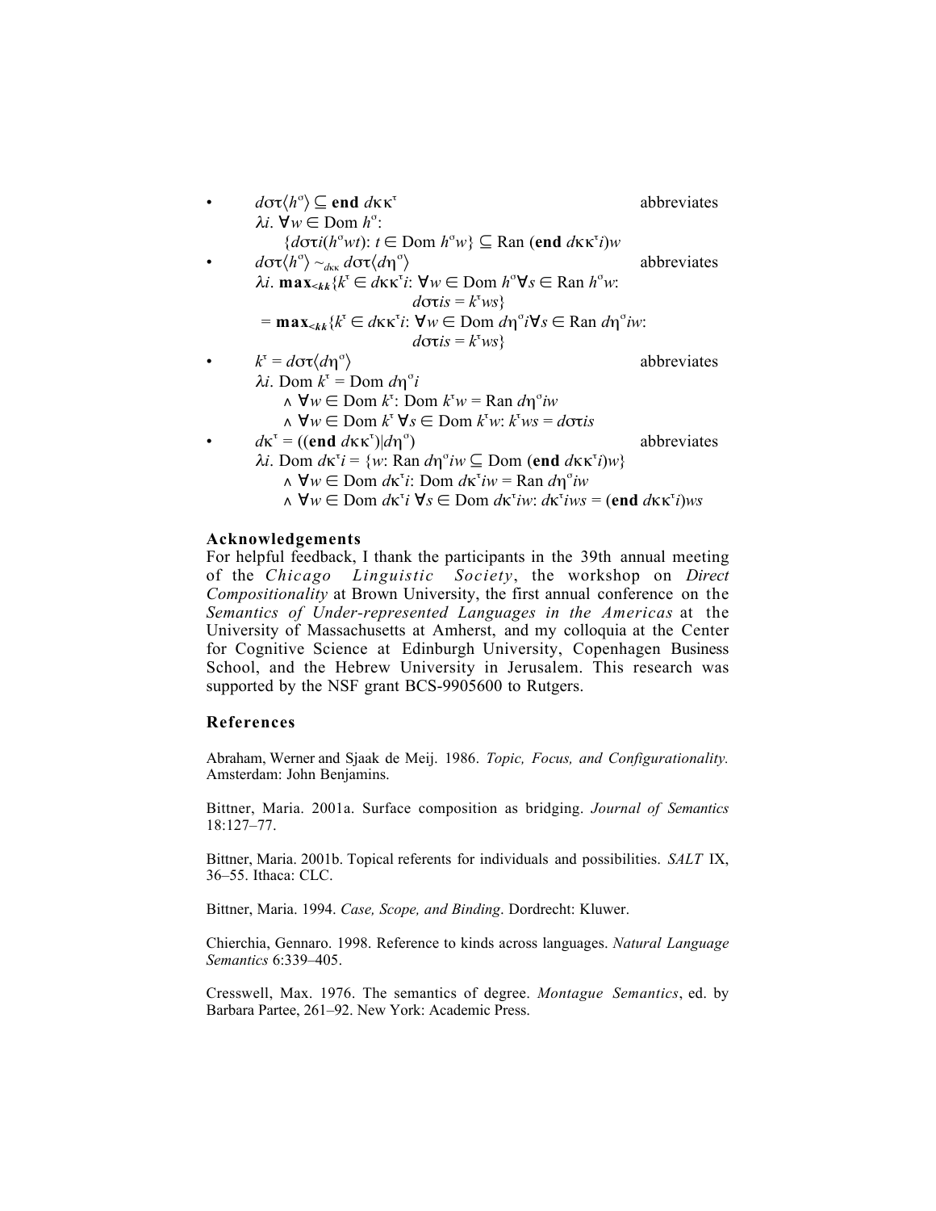- $d\sigma\tau\langle h^{\sigma}\rangle \subseteq \mathbf{end}\ d\kappa\kappa^{\tau}$ abbreviates

  $\lambda i.\ \forall w \in \text{Dom } h^{\sigma}$:

  $\{d\sigma\tau i(h^{\sigma}wt)\text{: } t \in \text{Dom } h^{\sigma}w\} \subseteq \text{Ran } (\mathbf{end}\ d\kappa\kappa^{\tau}i)w$

- $d\sigma\tau\langle h^{\sigma}\rangle \sim_{d\kappa\kappa} d\sigma\tau\langle d\eta^{\sigma}\rangle$ abbreviates

  $\lambda i.\ \mathbf{max}_{<kk}\{k^{\tau} \in d\kappa\kappa^{\tau}i\text{: } \forall w \in \text{Dom } h^{\sigma}\forall s \in \text{Ran } h^{\sigma}w\text{:}$
  $d\sigma\tau is = k^{\tau}ws\}$

  $= \mathbf{max}_{<kk}\{k^{\tau} \in d\kappa\kappa^{\tau}i\text{: } \forall w \in \text{Dom } d\eta^{\sigma}i\forall s \in \text{Ran } d\eta^{\sigma}iw\text{:}$
  $d\sigma\tau is = k^{\tau}ws\}$

- $k^{\tau} = d\sigma\tau\langle d\eta^{\sigma}\rangle$ abbreviates

  $\lambda i.\ \text{Dom } k^{\tau} = \text{Dom } d\eta^{\sigma}i$

  $\wedge\ \forall w \in \text{Dom } k^{\tau}\text{: Dom } k^{\tau}w = \text{Ran } d\eta^{\sigma}iw$

  $\wedge\ \forall w \in \text{Dom } k^{\tau}\ \forall s \in \text{Dom } k^{\tau}w\text{: } k^{\tau}ws = d\sigma\tau is$

- $d\kappa^{\tau} = ((\mathbf{end}\ d\kappa\kappa^{\tau})|d\eta^{\sigma})$ abbreviates

  $\lambda i.\ \text{Dom } d\kappa^{\tau}i = \{w\text{: Ran } d\eta^{\sigma}iw \subseteq \text{Dom } (\mathbf{end}\ d\kappa\kappa^{\tau}i)w\}$

  $\wedge\ \forall w \in \text{Dom } d\kappa^{\tau}i\text{: Dom } d\kappa^{\tau}iw = \text{Ran } d\eta^{\sigma}iw$

  $\wedge\ \forall w \in \text{Dom } d\kappa^{\tau}i\ \forall s \in \text{Dom } d\kappa^{\tau}iw\text{: } d\kappa^{\tau}iws = (\mathbf{end}\ d\kappa\kappa^{\tau}i)ws$

## Acknowledgements

For helpful feedback, I thank the participants in the 39th annual meeting of the *Chicago Linguistic Society*, the workshop on *Direct Compositionality* at Brown University, the first annual conference on the *Semantics of Under-represented Languages in the Americas* at the University of Massachusetts at Amherst, and my colloquia at the Center for Cognitive Science at Edinburgh University, Copenhagen Business School, and the Hebrew University in Jerusalem. This research was supported by the NSF grant BCS-9905600 to Rutgers.

## References

Abraham, Werner and Sjaak de Meij. 1986. *Topic, Focus, and Configurationality.* Amsterdam: John Benjamins.

Bittner, Maria. 2001a. Surface composition as bridging. *Journal of Semantics* 18:127–77.

Bittner, Maria. 2001b. Topical referents for individuals and possibilities. *SALT* IX, 36–55. Ithaca: CLC.

Bittner, Maria. 1994. *Case, Scope, and Binding*. Dordrecht: Kluwer.

Chierchia, Gennaro. 1998. Reference to kinds across languages. *Natural Language Semantics* 6:339–405.

Cresswell, Max. 1976. The semantics of degree. *Montague Semantics*, ed. by Barbara Partee, 261–92. New York: Academic Press.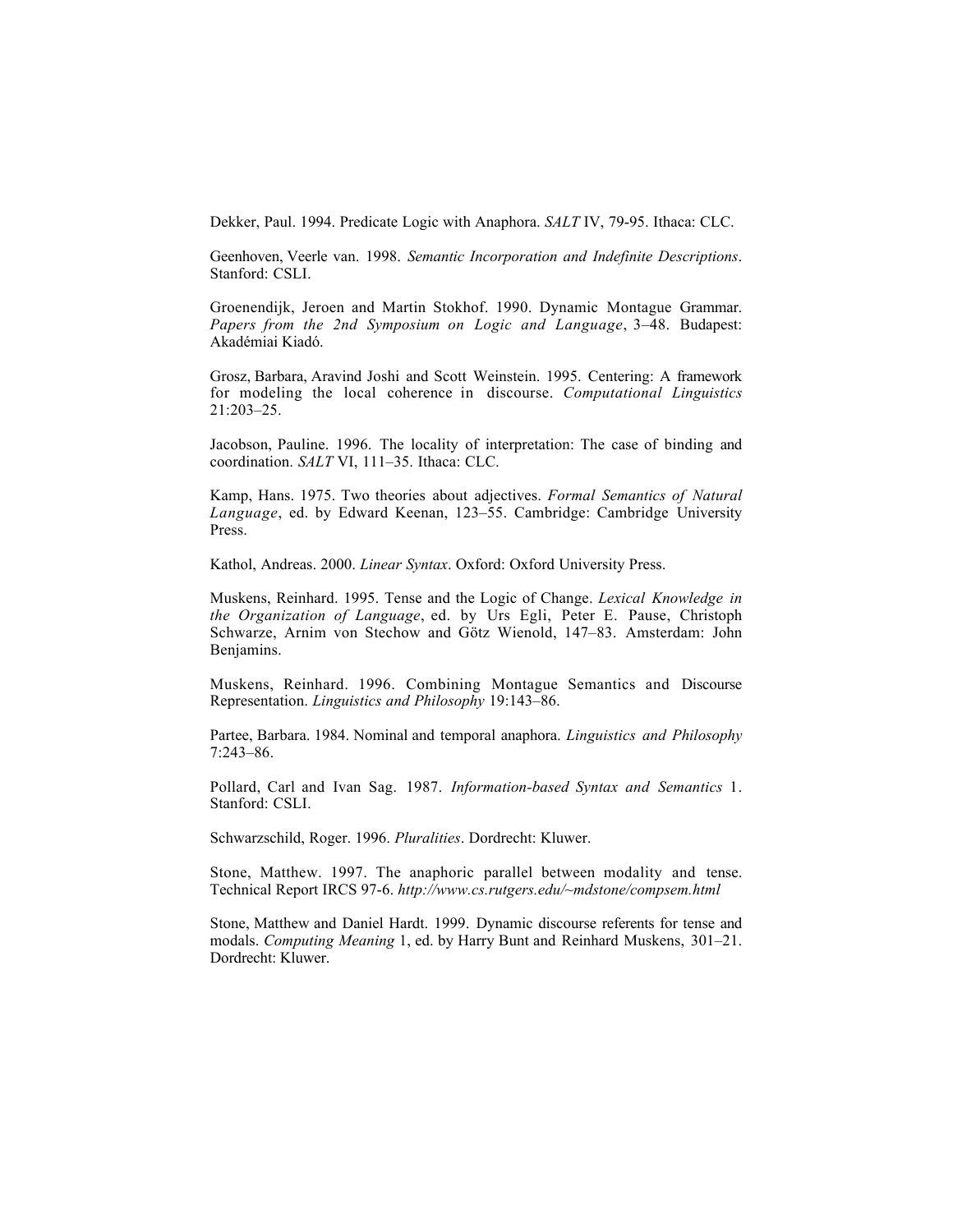Dekker, Paul. 1994. Predicate Logic with Anaphora. *SALT* IV, 79-95. Ithaca: CLC.

Geenhoven, Veerle van. 1998. *Semantic Incorporation and Indefinite Descriptions*. Stanford: CSLI.

Groenendijk, Jeroen and Martin Stokhof. 1990. Dynamic Montague Grammar. *Papers from the 2nd Symposium on Logic and Language*, 3–48. Budapest: Akadémiai Kiadó.

Grosz, Barbara, Aravind Joshi and Scott Weinstein. 1995. Centering: A framework for modeling the local coherence in discourse. *Computational Linguistics* 21:203–25.

Jacobson, Pauline. 1996. The locality of interpretation: The case of binding and coordination. *SALT* VI, 111–35. Ithaca: CLC.

Kamp, Hans. 1975. Two theories about adjectives. *Formal Semantics of Natural Language*, ed. by Edward Keenan, 123–55. Cambridge: Cambridge University Press.

Kathol, Andreas. 2000. *Linear Syntax*. Oxford: Oxford University Press.

Muskens, Reinhard. 1995. Tense and the Logic of Change. *Lexical Knowledge in the Organization of Language*, ed. by Urs Egli, Peter E. Pause, Christoph Schwarze, Arnim von Stechow and Götz Wienold, 147–83. Amsterdam: John Benjamins.

Muskens, Reinhard. 1996. Combining Montague Semantics and Discourse Representation. *Linguistics and Philosophy* 19:143–86.

Partee, Barbara. 1984. Nominal and temporal anaphora. *Linguistics and Philosophy* 7:243–86.

Pollard, Carl and Ivan Sag. 1987. *Information-based Syntax and Semantics* 1. Stanford: CSLI.

Schwarzschild, Roger. 1996. *Pluralities*. Dordrecht: Kluwer.

Stone, Matthew. 1997. The anaphoric parallel between modality and tense. Technical Report IRCS 97-6. *http://www.cs.rutgers.edu/~mdstone/compsem.html*

Stone, Matthew and Daniel Hardt. 1999. Dynamic discourse referents for tense and modals. *Computing Meaning* 1, ed. by Harry Bunt and Reinhard Muskens, 301–21. Dordrecht: Kluwer.